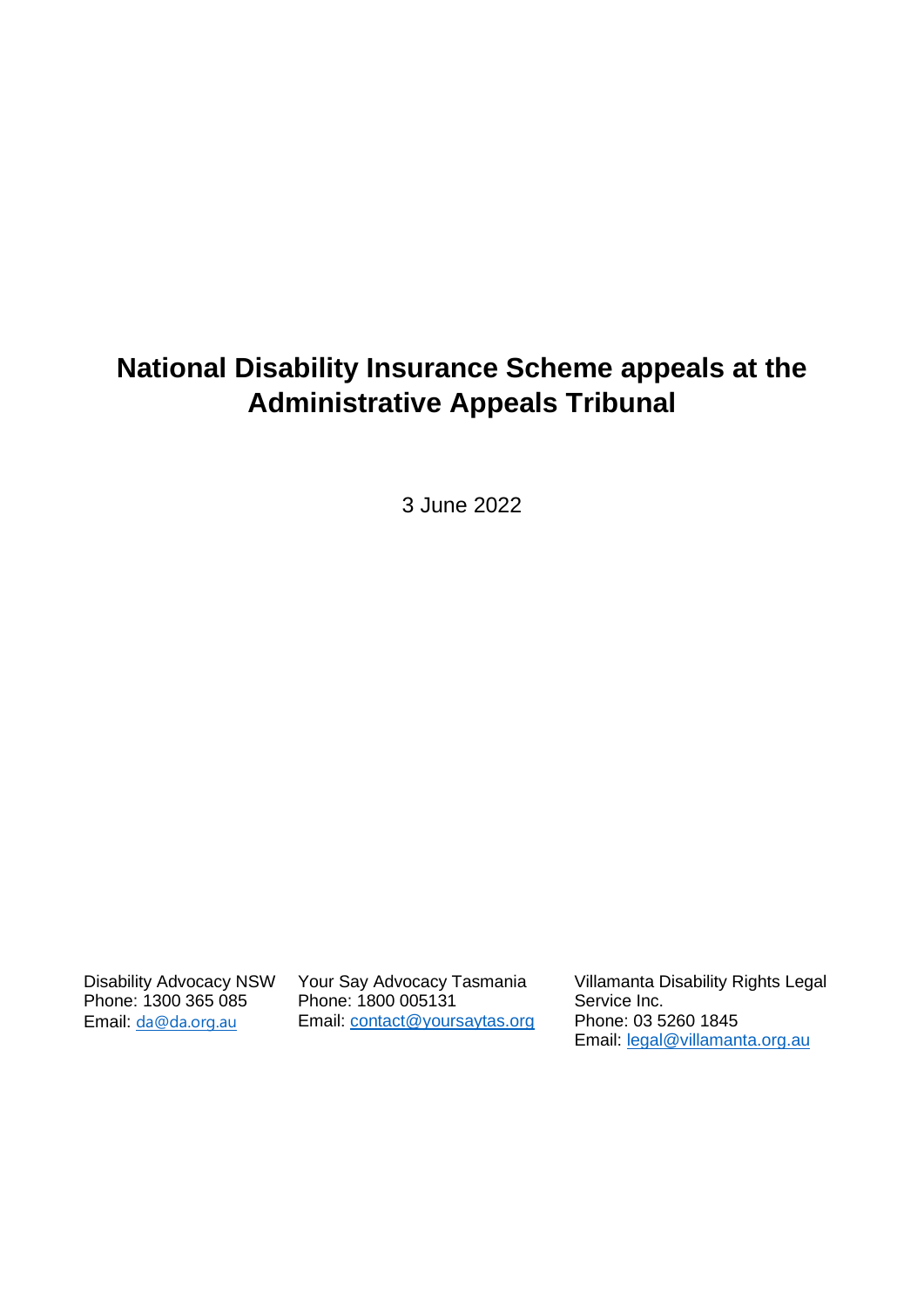# National Disability Insurance Scheme appeals at the Administrative Appeals Tribunal

3 June 2022

Disability Advocacy NSW
Phone: 1300 365 085
Email: da@da.org.au

Your Say Advocacy Tasmania
Phone: 1800 005131
Email: contact@yoursaytas.org

Villamanta Disability Rights Legal Service Inc.
Phone: 03 5260 1845
Email: legal@villamanta.org.au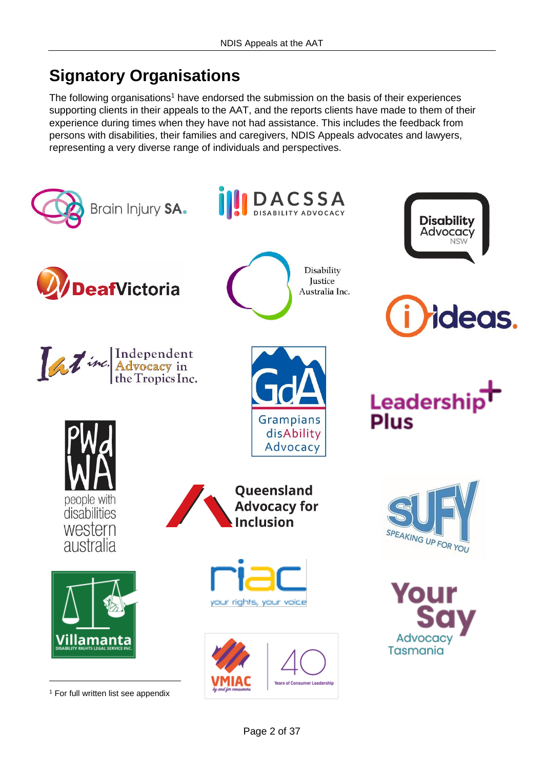## Signatory Organisations

The following organisations[1] have endorsed the submission on the basis of their experiences supporting clients in their appeals to the AAT, and the reports clients have made to them of their experience during times when they have not had assistance. This includes the feedback from persons with disabilities, their families and caregivers, NDIS Appeals advocates and lawyers, representing a very diverse range of individuals and perspectives.

Brain Injury SA.

DACSSA DISABILITY ADVOCACY

Disability Advocacy NSW

DeafVictoria

Disability Justice Australia Inc.

ideas.

Independent Advocacy in the Tropics Inc.

GdA Grampians disAbility Advocacy

Leadership Plus

PWdWA people with disabilities western australia

Queensland Advocacy for Inclusion

SUFY SPEAKING UP FOR YOU

Villamanta DISABILITY RIGHTS LEGAL SERVICE INC.

riac your rights, your voice

Your Say Advocacy Tasmania

VMIAC by and for consumers 40 Years of Consumer Leadership

[1] For full written list see appendix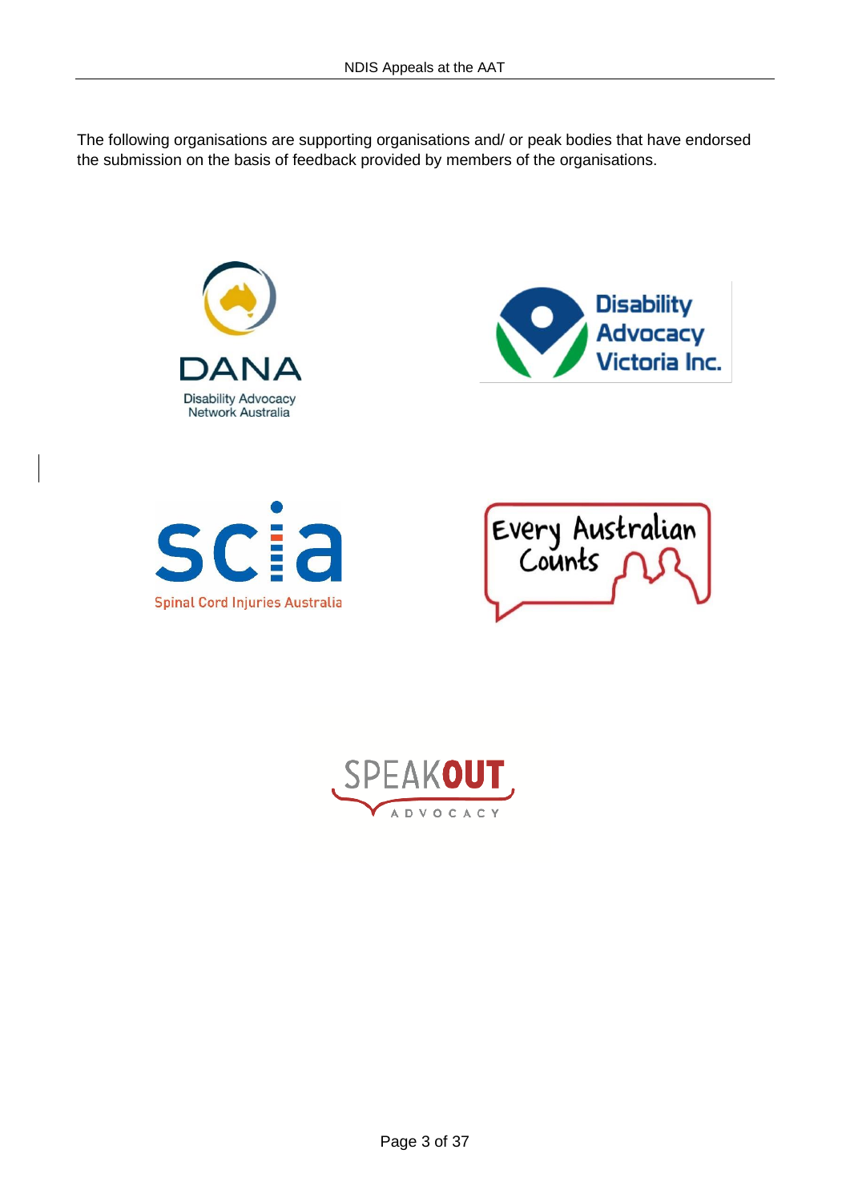The following organisations are supporting organisations and/ or peak bodies that have endorsed the submission on the basis of feedback provided by members of the organisations.

DANA
Disability Advocacy Network Australia

Disability Advocacy Victoria Inc.

scia
Spinal Cord Injuries Australia

Every Australian Counts

SPEAKOUT ADVOCACY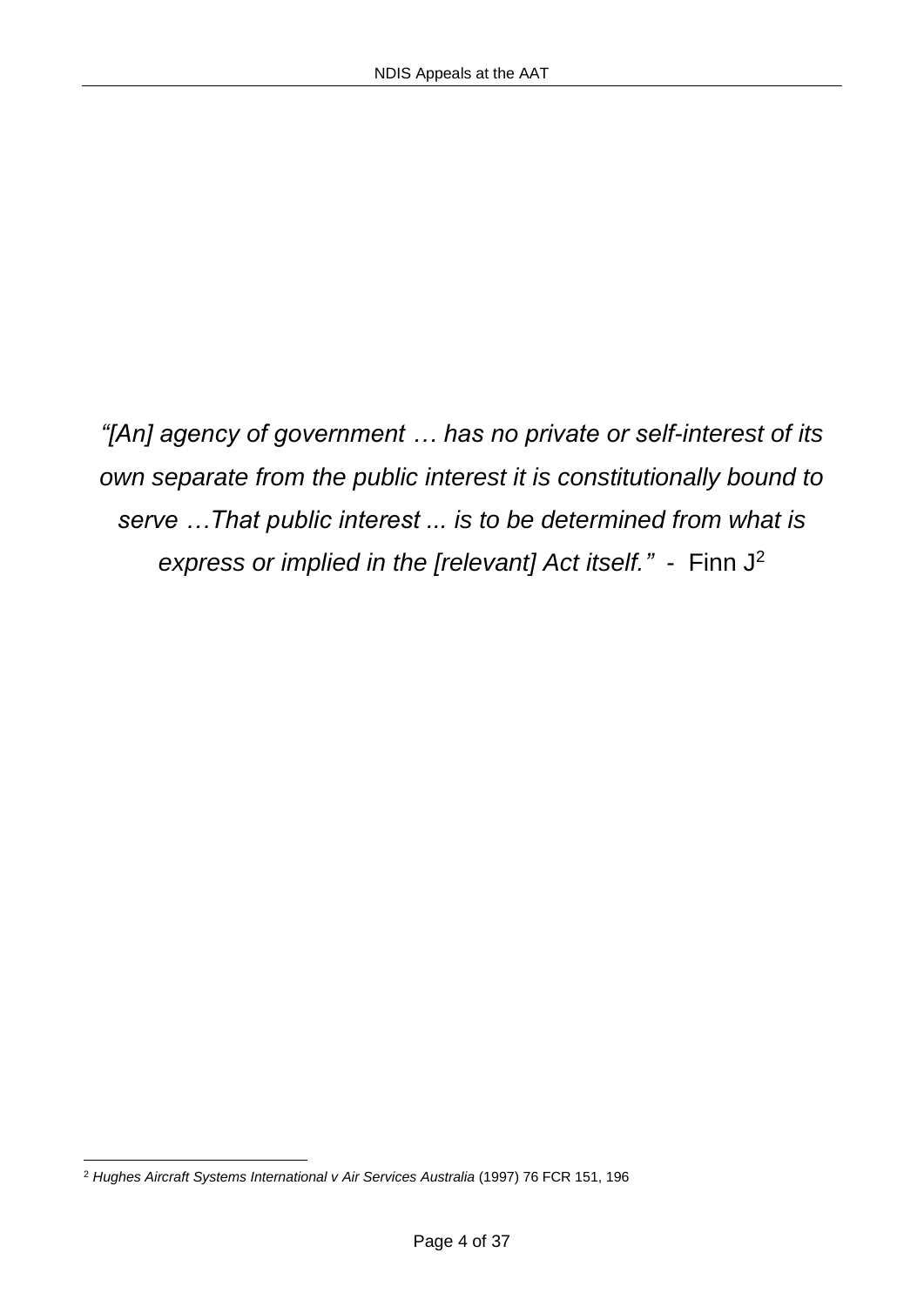*"[An] agency of government … has no private or self-interest of its own separate from the public interest it is constitutionally bound to serve …That public interest ... is to be determined from what is express or implied in the [relevant] Act itself."* - Finn J[2]

---

[2] *Hughes Aircraft Systems International v Air Services Australia* (1997) 76 FCR 151, 196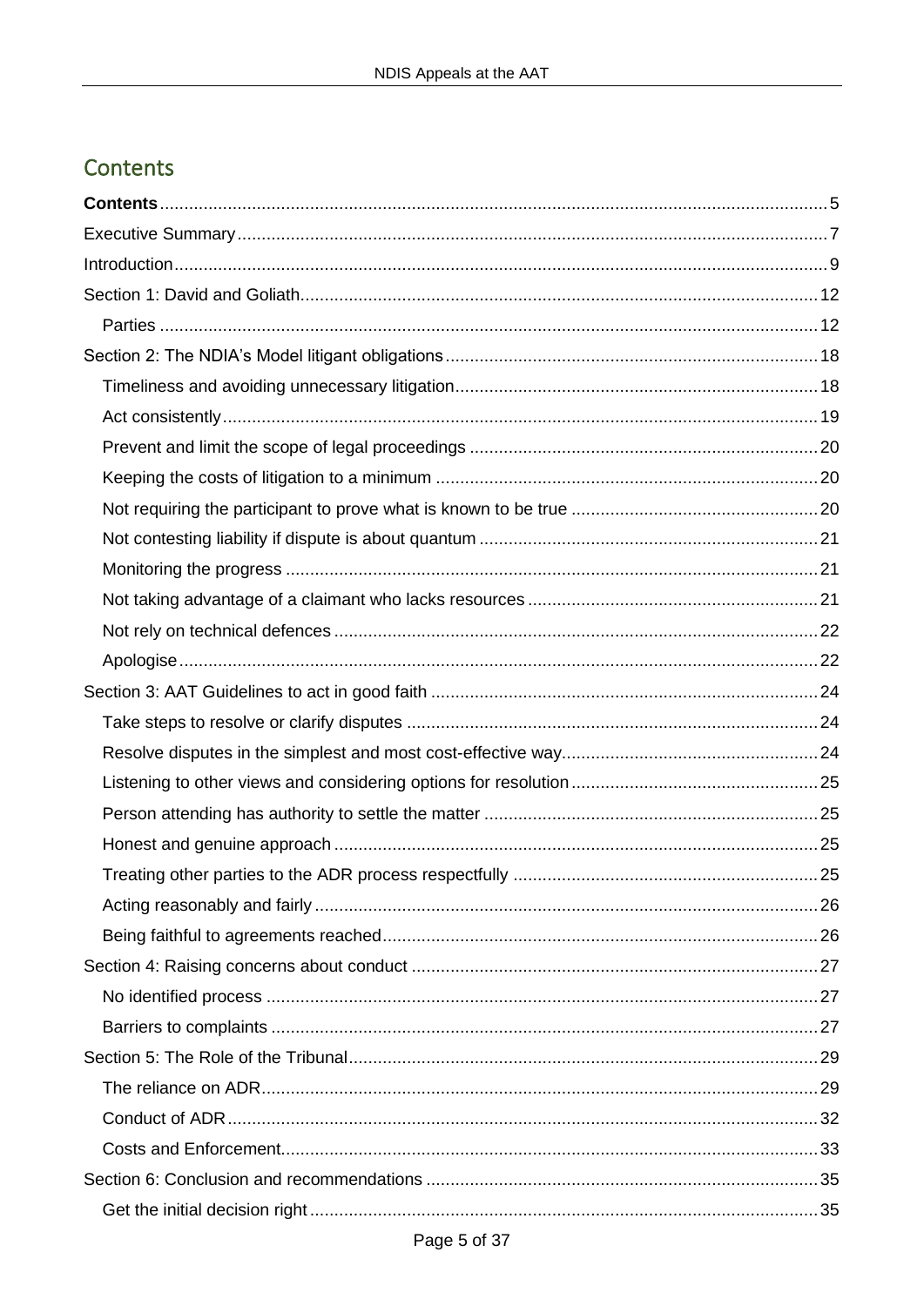# Contents

**Contents** ..... 5
Executive Summary ..... 7
Introduction ..... 9
Section 1: David and Goliath ..... 12
- Parties ..... 12

Section 2: The NDIA's Model litigant obligations ..... 18
- Timeliness and avoiding unnecessary litigation ..... 18
- Act consistently ..... 19
- Prevent and limit the scope of legal proceedings ..... 20
- Keeping the costs of litigation to a minimum ..... 20
- Not requiring the participant to prove what is known to be true ..... 20
- Not contesting liability if dispute is about quantum ..... 21
- Monitoring the progress ..... 21
- Not taking advantage of a claimant who lacks resources ..... 21
- Not rely on technical defences ..... 22
- Apologise ..... 22

Section 3: AAT Guidelines to act in good faith ..... 24
- Take steps to resolve or clarify disputes ..... 24
- Resolve disputes in the simplest and most cost-effective way ..... 24
- Listening to other views and considering options for resolution ..... 25
- Person attending has authority to settle the matter ..... 25
- Honest and genuine approach ..... 25
- Treating other parties to the ADR process respectfully ..... 25
- Acting reasonably and fairly ..... 26
- Being faithful to agreements reached ..... 26

Section 4: Raising concerns about conduct ..... 27
- No identified process ..... 27
- Barriers to complaints ..... 27

Section 5: The Role of the Tribunal ..... 29
- The reliance on ADR ..... 29
- Conduct of ADR ..... 32
- Costs and Enforcement ..... 33

Section 6: Conclusion and recommendations ..... 35
- Get the initial decision right ..... 35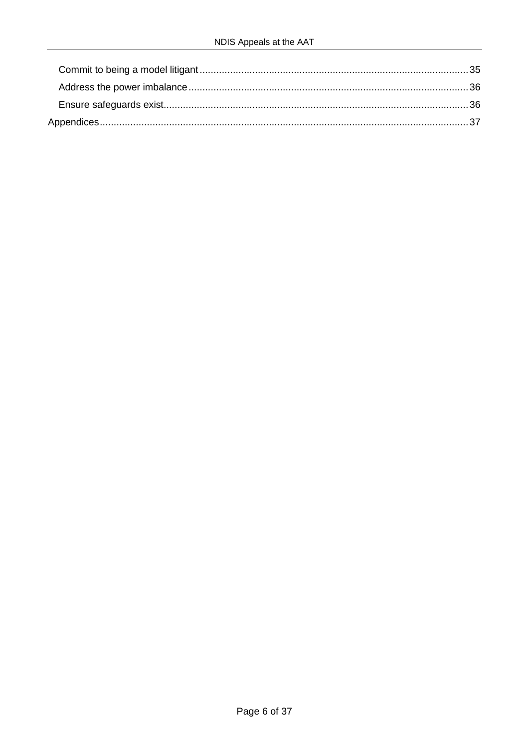Commit to being a model litigant ........................................................................................ 35
Address the power imbalance ............................................................................................ 36
Ensure safeguards exist...................................................................................................... 36
Appendices ............................................................................................................................ 37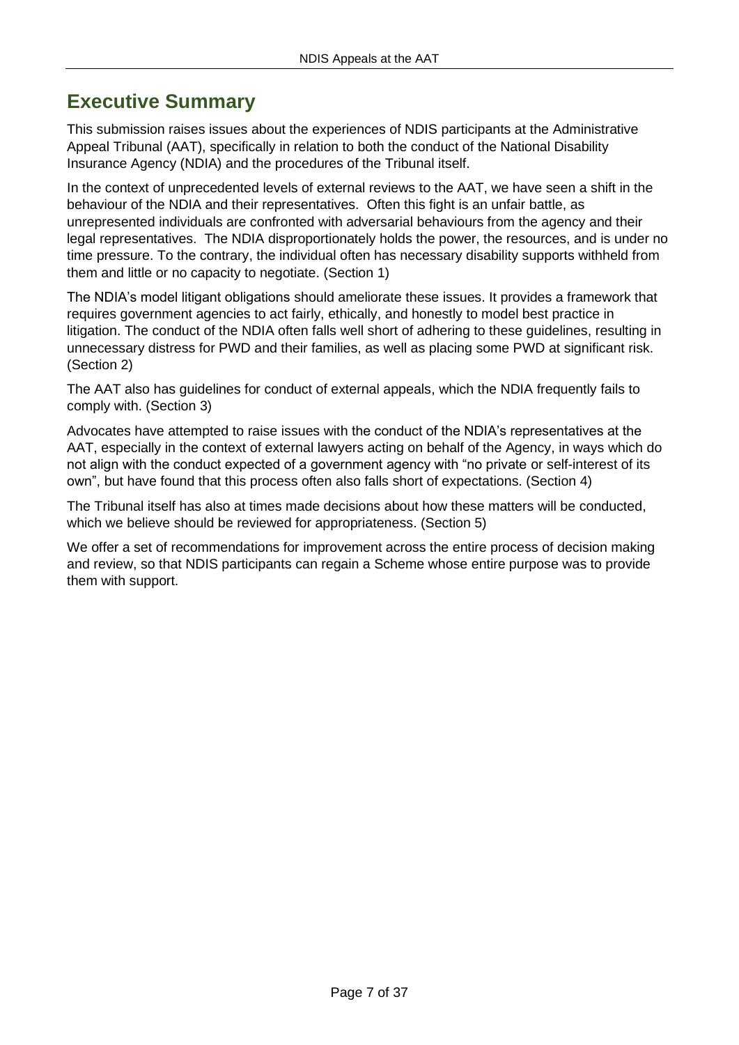# Executive Summary

This submission raises issues about the experiences of NDIS participants at the Administrative Appeal Tribunal (AAT), specifically in relation to both the conduct of the National Disability Insurance Agency (NDIA) and the procedures of the Tribunal itself.

In the context of unprecedented levels of external reviews to the AAT, we have seen a shift in the behaviour of the NDIA and their representatives. Often this fight is an unfair battle, as unrepresented individuals are confronted with adversarial behaviours from the agency and their legal representatives. The NDIA disproportionately holds the power, the resources, and is under no time pressure. To the contrary, the individual often has necessary disability supports withheld from them and little or no capacity to negotiate. (Section 1)

The NDIA's model litigant obligations should ameliorate these issues. It provides a framework that requires government agencies to act fairly, ethically, and honestly to model best practice in litigation. The conduct of the NDIA often falls well short of adhering to these guidelines, resulting in unnecessary distress for PWD and their families, as well as placing some PWD at significant risk. (Section 2)

The AAT also has guidelines for conduct of external appeals, which the NDIA frequently fails to comply with. (Section 3)

Advocates have attempted to raise issues with the conduct of the NDIA's representatives at the AAT, especially in the context of external lawyers acting on behalf of the Agency, in ways which do not align with the conduct expected of a government agency with "no private or self-interest of its own", but have found that this process often also falls short of expectations. (Section 4)

The Tribunal itself has also at times made decisions about how these matters will be conducted, which we believe should be reviewed for appropriateness. (Section 5)

We offer a set of recommendations for improvement across the entire process of decision making and review, so that NDIS participants can regain a Scheme whose entire purpose was to provide them with support.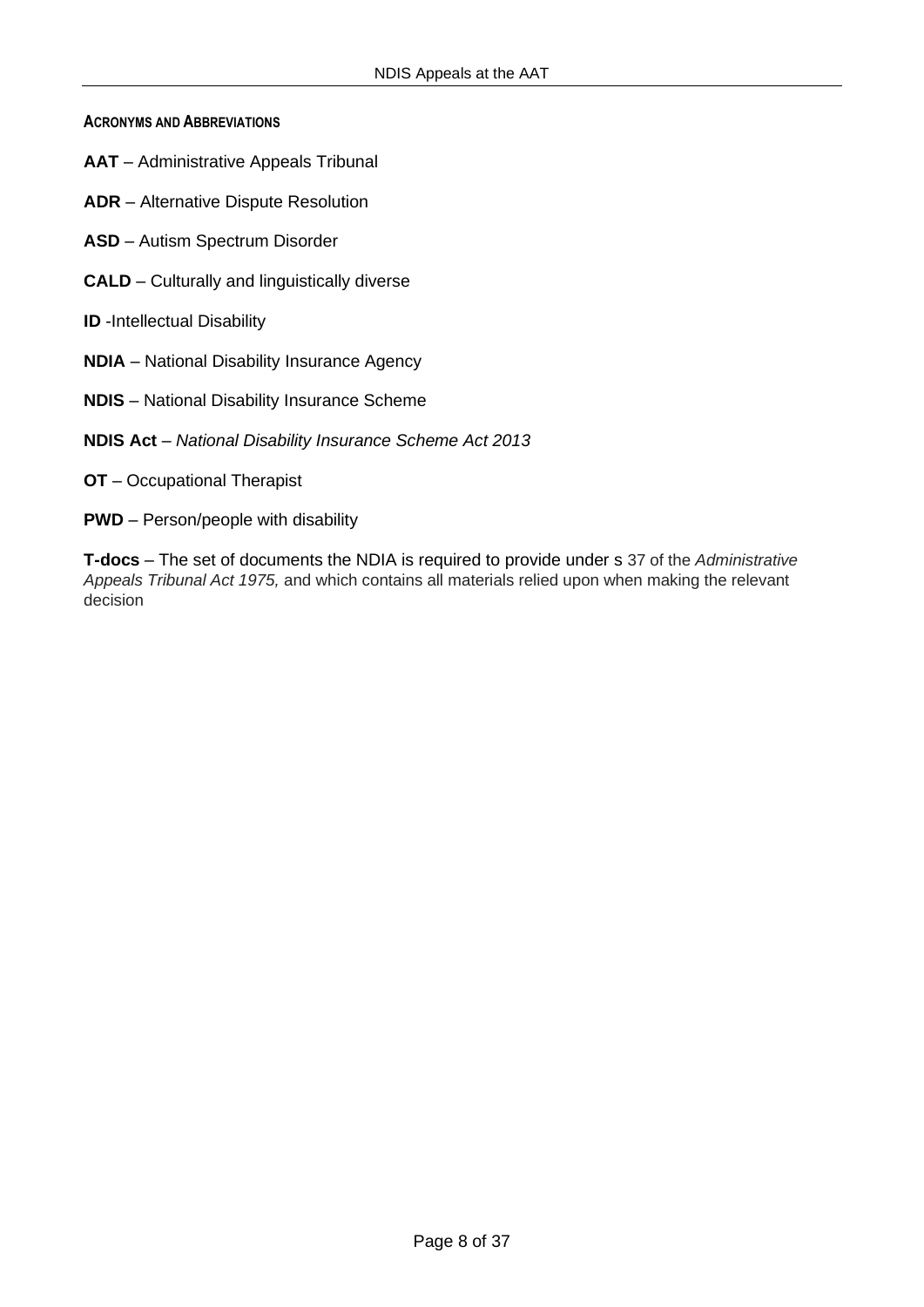## ACRONYMS AND ABBREVIATIONS

**AAT** – Administrative Appeals Tribunal

**ADR** – Alternative Dispute Resolution

**ASD** – Autism Spectrum Disorder

**CALD** – Culturally and linguistically diverse

**ID** -Intellectual Disability

**NDIA** – National Disability Insurance Agency

**NDIS** – National Disability Insurance Scheme

**NDIS Act** – *National Disability Insurance Scheme Act 2013*

**OT** – Occupational Therapist

**PWD** – Person/people with disability

**T-docs** – The set of documents the NDIA is required to provide under s 37 of the *Administrative Appeals Tribunal Act 1975,* and which contains all materials relied upon when making the relevant decision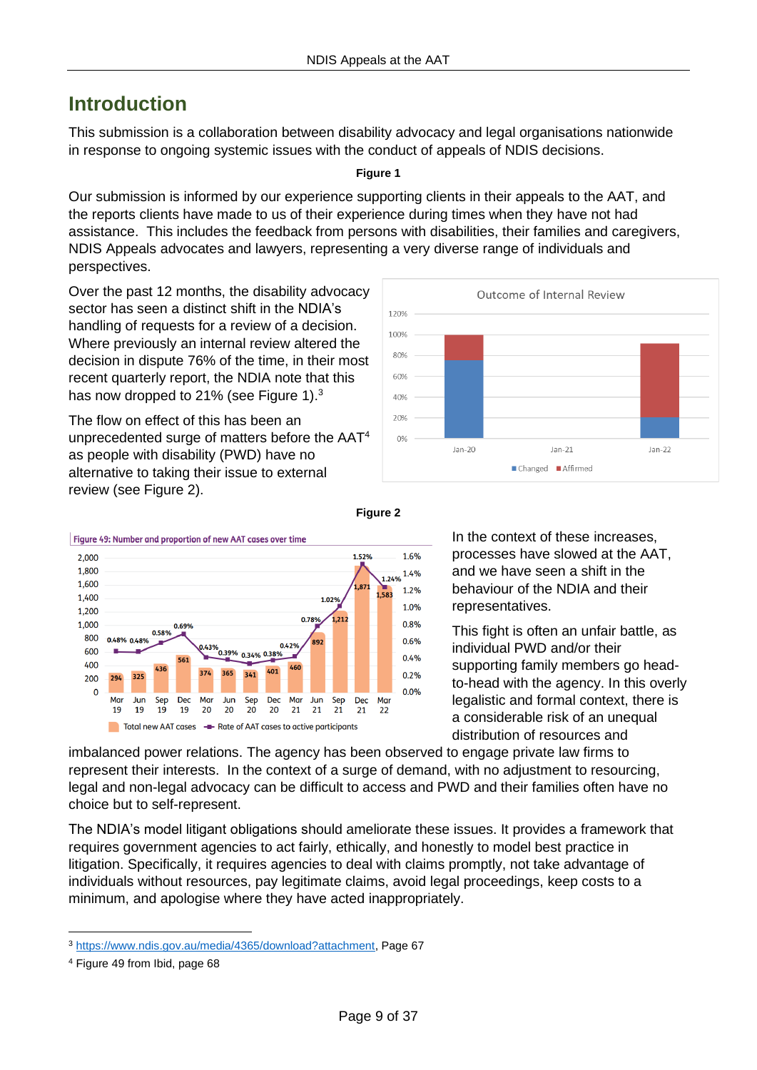# Introduction

This submission is a collaboration between disability advocacy and legal organisations nationwide in response to ongoing systemic issues with the conduct of appeals of NDIS decisions.

**Figure 1**

Our submission is informed by our experience supporting clients in their appeals to the AAT, and the reports clients have made to us of their experience during times when they have not had assistance. This includes the feedback from persons with disabilities, their families and caregivers, NDIS Appeals advocates and lawyers, representing a very diverse range of individuals and perspectives.

Over the past 12 months, the disability advocacy sector has seen a distinct shift in the NDIA's handling of requests for a review of a decision. Where previously an internal review altered the decision in dispute 76% of the time, in their most recent quarterly report, the NDIA note that this has now dropped to 21% (see Figure 1).[3]

The flow on effect of this has been an unprecedented surge of matters before the AAT[4] as people with disability (PWD) have no alternative to taking their issue to external review (see Figure 2).

**Figure 2**

In the context of these increases, processes have slowed at the AAT, and we have seen a shift in the behaviour of the NDIA and their representatives.

This fight is often an unfair battle, as individual PWD and/or their supporting family members go head-to-head with the agency. In this overly legalistic and formal context, there is a considerable risk of an unequal distribution of resources and imbalanced power relations. The agency has been observed to engage private law firms to represent their interests. In the context of a surge of demand, with no adjustment to resourcing, legal and non-legal advocacy can be difficult to access and PWD and their families often have no choice but to self-represent.

The NDIA's model litigant obligations should ameliorate these issues. It provides a framework that requires government agencies to act fairly, ethically, and honestly to model best practice in litigation. Specifically, it requires agencies to deal with claims promptly, not take advantage of individuals without resources, pay legitimate claims, avoid legal proceedings, keep costs to a minimum, and apologise where they have acted inappropriately.

---

[3] https://www.ndis.gov.au/media/4365/download?attachment, Page 67

[4] Figure 49 from Ibid, page 68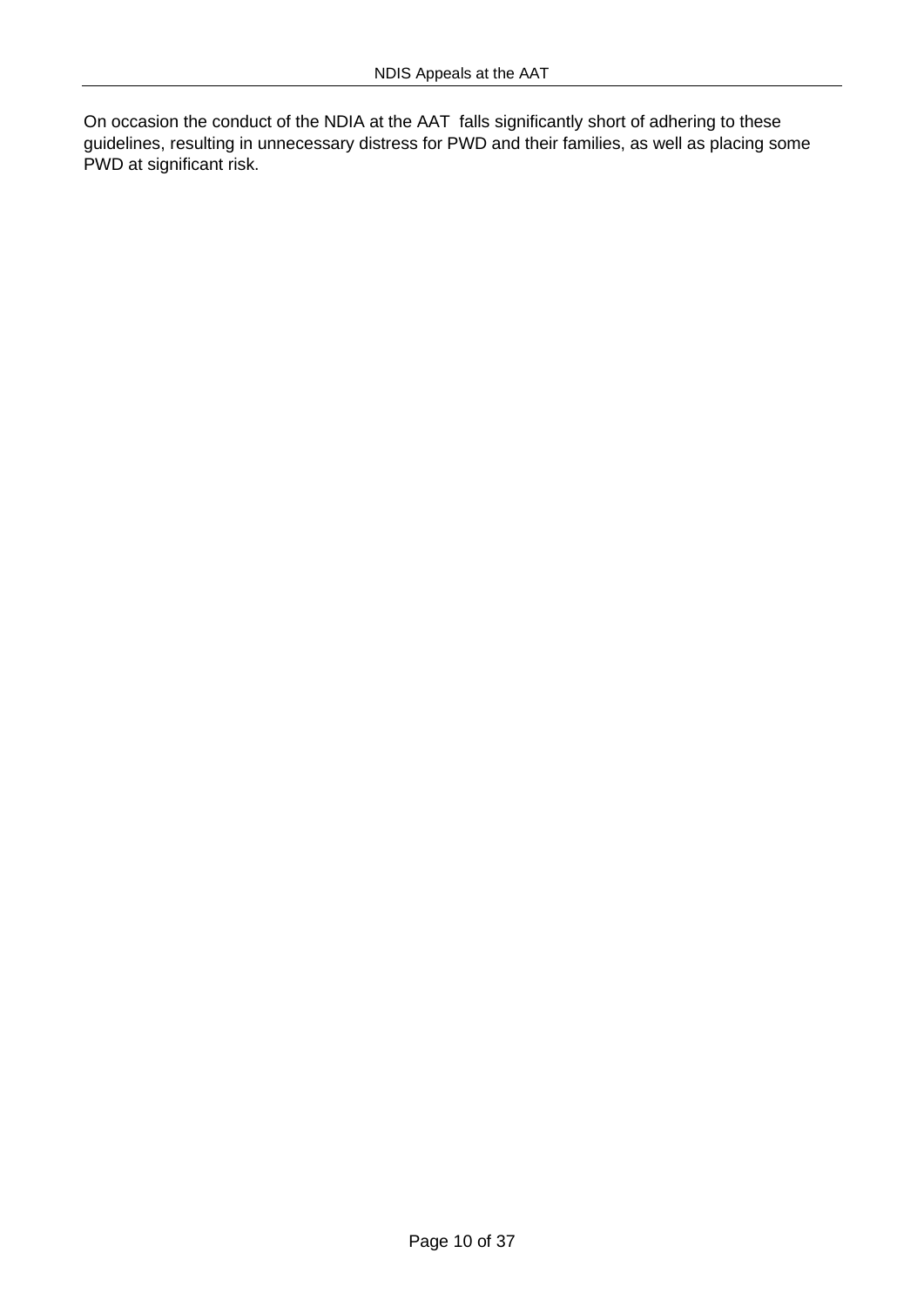On occasion the conduct of the NDIA at the AAT falls significantly short of adhering to these guidelines, resulting in unnecessary distress for PWD and their families, as well as placing some PWD at significant risk.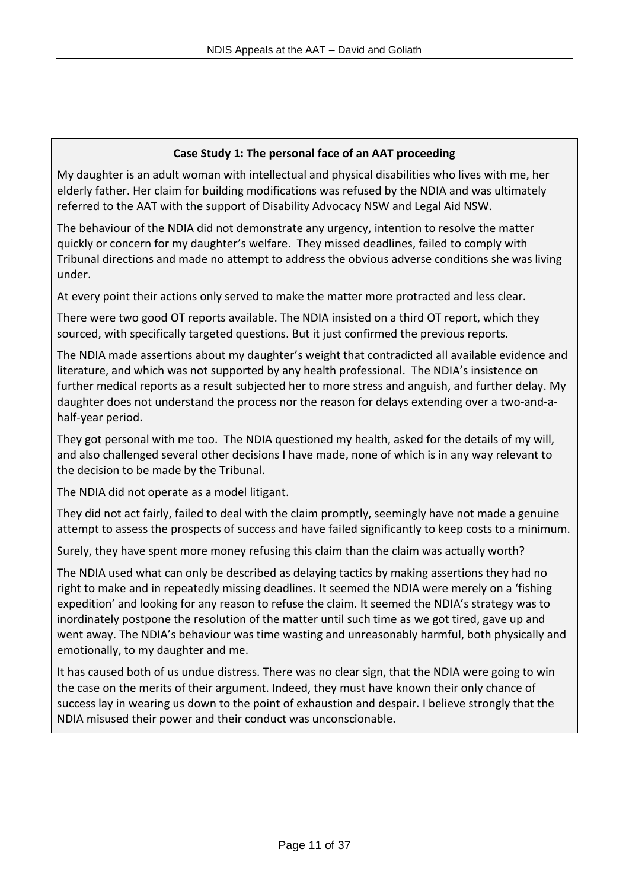**Case Study 1: The personal face of an AAT proceeding**

My daughter is an adult woman with intellectual and physical disabilities who lives with me, her elderly father. Her claim for building modifications was refused by the NDIA and was ultimately referred to the AAT with the support of Disability Advocacy NSW and Legal Aid NSW.

The behaviour of the NDIA did not demonstrate any urgency, intention to resolve the matter quickly or concern for my daughter's welfare. They missed deadlines, failed to comply with Tribunal directions and made no attempt to address the obvious adverse conditions she was living under.

At every point their actions only served to make the matter more protracted and less clear.

There were two good OT reports available. The NDIA insisted on a third OT report, which they sourced, with specifically targeted questions. But it just confirmed the previous reports.

The NDIA made assertions about my daughter's weight that contradicted all available evidence and literature, and which was not supported by any health professional. The NDIA's insistence on further medical reports as a result subjected her to more stress and anguish, and further delay. My daughter does not understand the process nor the reason for delays extending over a two-and-a-half-year period.

They got personal with me too. The NDIA questioned my health, asked for the details of my will, and also challenged several other decisions I have made, none of which is in any way relevant to the decision to be made by the Tribunal.

The NDIA did not operate as a model litigant.

They did not act fairly, failed to deal with the claim promptly, seemingly have not made a genuine attempt to assess the prospects of success and have failed significantly to keep costs to a minimum.

Surely, they have spent more money refusing this claim than the claim was actually worth?

The NDIA used what can only be described as delaying tactics by making assertions they had no right to make and in repeatedly missing deadlines. It seemed the NDIA were merely on a 'fishing expedition' and looking for any reason to refuse the claim. It seemed the NDIA's strategy was to inordinately postpone the resolution of the matter until such time as we got tired, gave up and went away. The NDIA's behaviour was time wasting and unreasonably harmful, both physically and emotionally, to my daughter and me.

It has caused both of us undue distress. There was no clear sign, that the NDIA were going to win the case on the merits of their argument. Indeed, they must have known their only chance of success lay in wearing us down to the point of exhaustion and despair. I believe strongly that the NDIA misused their power and their conduct was unconscionable.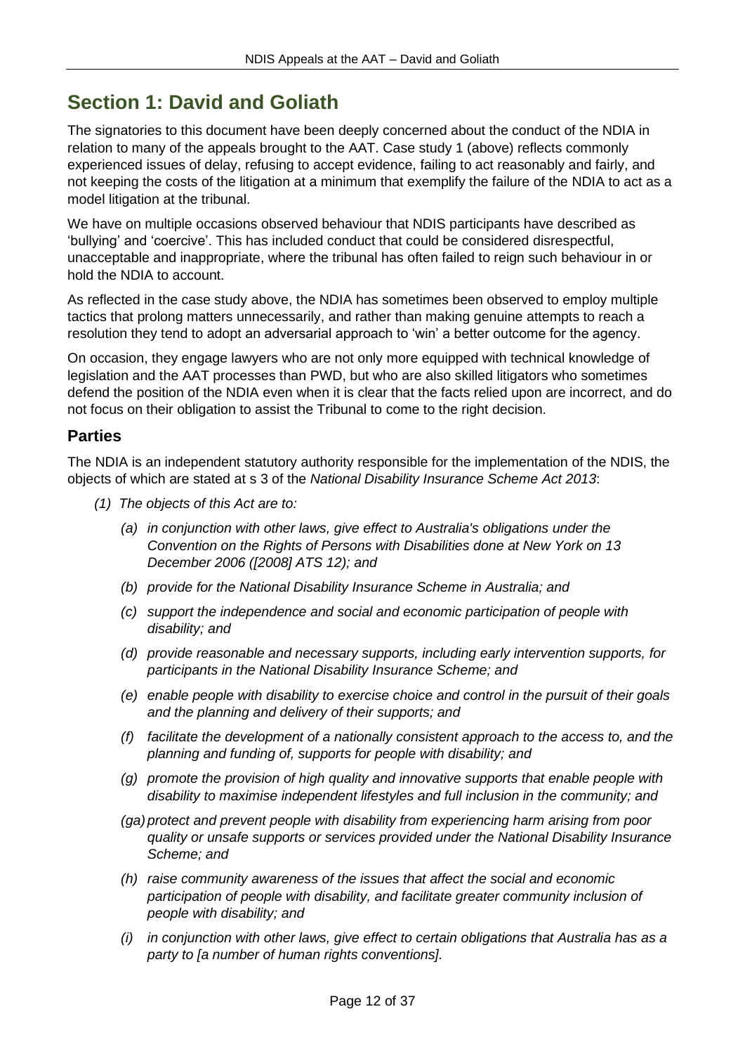# Section 1: David and Goliath

The signatories to this document have been deeply concerned about the conduct of the NDIA in relation to many of the appeals brought to the AAT. Case study 1 (above) reflects commonly experienced issues of delay, refusing to accept evidence, failing to act reasonably and fairly, and not keeping the costs of the litigation at a minimum that exemplify the failure of the NDIA to act as a model litigation at the tribunal.

We have on multiple occasions observed behaviour that NDIS participants have described as 'bullying' and 'coercive'. This has included conduct that could be considered disrespectful, unacceptable and inappropriate, where the tribunal has often failed to reign such behaviour in or hold the NDIA to account.

As reflected in the case study above, the NDIA has sometimes been observed to employ multiple tactics that prolong matters unnecessarily, and rather than making genuine attempts to reach a resolution they tend to adopt an adversarial approach to 'win' a better outcome for the agency.

On occasion, they engage lawyers who are not only more equipped with technical knowledge of legislation and the AAT processes than PWD, but who are also skilled litigators who sometimes defend the position of the NDIA even when it is clear that the facts relied upon are incorrect, and do not focus on their obligation to assist the Tribunal to come to the right decision.

## Parties

The NDIA is an independent statutory authority responsible for the implementation of the NDIS, the objects of which are stated at s 3 of the *National Disability Insurance Scheme Act 2013*:

*(1) The objects of this Act are to:*

- *(a) in conjunction with other laws, give effect to Australia's obligations under the Convention on the Rights of Persons with Disabilities done at New York on 13 December 2006 ([2008] ATS 12); and*
- *(b) provide for the National Disability Insurance Scheme in Australia; and*
- *(c) support the independence and social and economic participation of people with disability; and*
- *(d) provide reasonable and necessary supports, including early intervention supports, for participants in the National Disability Insurance Scheme; and*
- *(e) enable people with disability to exercise choice and control in the pursuit of their goals and the planning and delivery of their supports; and*
- *(f) facilitate the development of a nationally consistent approach to the access to, and the planning and funding of, supports for people with disability; and*
- *(g) promote the provision of high quality and innovative supports that enable people with disability to maximise independent lifestyles and full inclusion in the community; and*
- *(ga) protect and prevent people with disability from experiencing harm arising from poor quality or unsafe supports or services provided under the National Disability Insurance Scheme; and*
- *(h) raise community awareness of the issues that affect the social and economic participation of people with disability, and facilitate greater community inclusion of people with disability; and*
- *(i) in conjunction with other laws, give effect to certain obligations that Australia has as a party to [a number of human rights conventions].*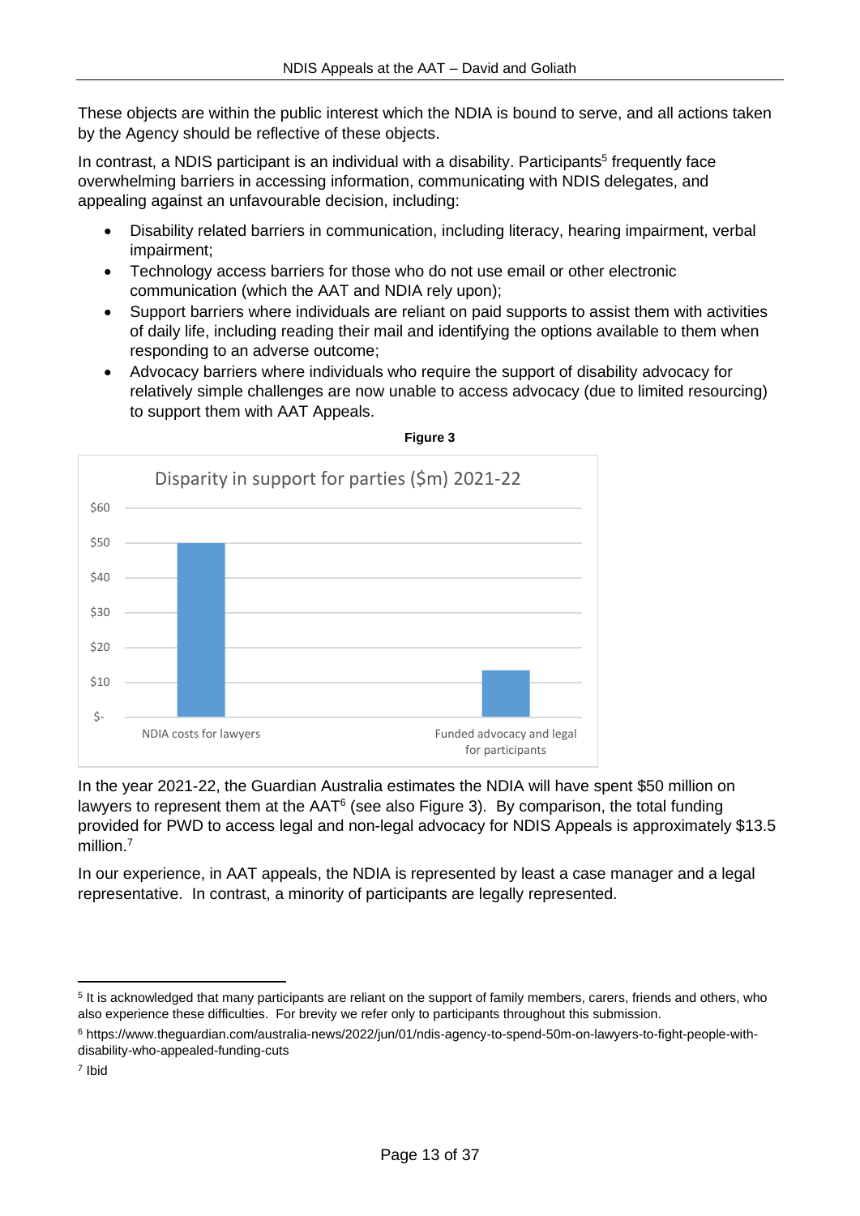These objects are within the public interest which the NDIA is bound to serve, and all actions taken by the Agency should be reflective of these objects.

In contrast, a NDIS participant is an individual with a disability. Participants[5] frequently face overwhelming barriers in accessing information, communicating with NDIS delegates, and appealing against an unfavourable decision, including:

- Disability related barriers in communication, including literacy, hearing impairment, verbal impairment;
- Technology access barriers for those who do not use email or other electronic communication (which the AAT and NDIA rely upon);
- Support barriers where individuals are reliant on paid supports to assist them with activities of daily life, including reading their mail and identifying the options available to them when responding to an adverse outcome;
- Advocacy barriers where individuals who require the support of disability advocacy for relatively simple challenges are now unable to access advocacy (due to limited resourcing) to support them with AAT Appeals.

**Figure 3**

Disparity in support for parties ($m) 2021-22

| | $m |
|---|---|
| NDIA costs for lawyers | $50 |
| Funded advocacy and legal for participants | $13.5 |

In the year 2021-22, the Guardian Australia estimates the NDIA will have spent $50 million on lawyers to represent them at the AAT[6] (see also Figure 3). By comparison, the total funding provided for PWD to access legal and non-legal advocacy for NDIS Appeals is approximately $13.5 million.[7]

In our experience, in AAT appeals, the NDIA is represented by least a case manager and a legal representative. In contrast, a minority of participants are legally represented.

---

[5] It is acknowledged that many participants are reliant on the support of family members, carers, friends and others, who also experience these difficulties. For brevity we refer only to participants throughout this submission.

[6] https://www.theguardian.com/australia-news/2022/jun/01/ndis-agency-to-spend-50m-on-lawyers-to-fight-people-with-disability-who-appealed-funding-cuts

[7] Ibid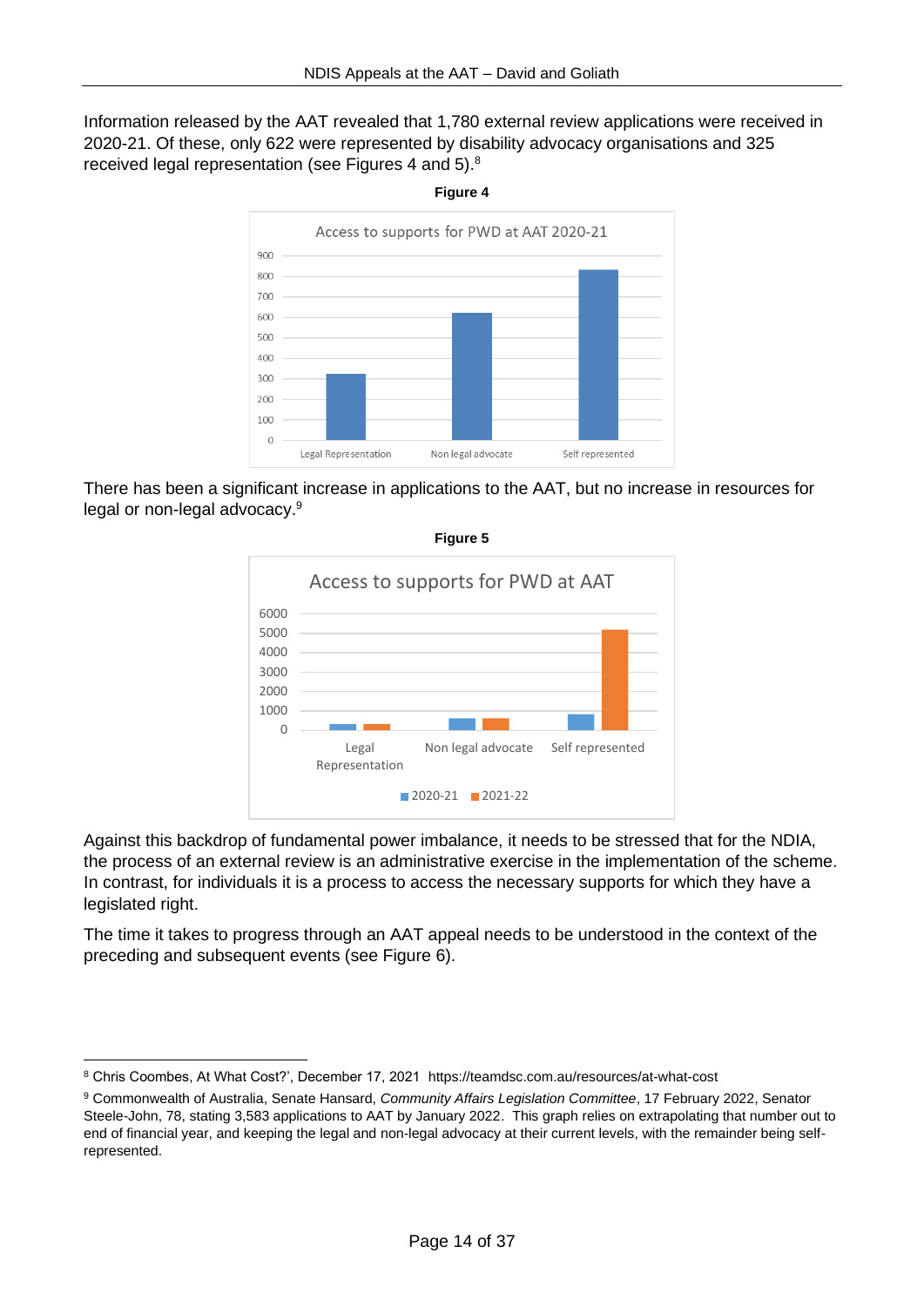Information released by the AAT revealed that 1,780 external review applications were received in 2020-21. Of these, only 622 were represented by disability advocacy organisations and 325 received legal representation (see Figures 4 and 5).[8]

**Figure 4**

There has been a significant increase in applications to the AAT, but no increase in resources for legal or non-legal advocacy.[9]

**Figure 5**

Against this backdrop of fundamental power imbalance, it needs to be stressed that for the NDIA, the process of an external review is an administrative exercise in the implementation of the scheme. In contrast, for individuals it is a process to access the necessary supports for which they have a legislated right.

The time it takes to progress through an AAT appeal needs to be understood in the context of the preceding and subsequent events (see Figure 6).

---

[8] Chris Coombes, At What Cost?', December 17, 2021 https://teamdsc.com.au/resources/at-what-cost

[9] Commonwealth of Australia, Senate Hansard, *Community Affairs Legislation Committee*, 17 February 2022, Senator Steele-John, 78, stating 3,583 applications to AAT by January 2022. This graph relies on extrapolating that number out to end of financial year, and keeping the legal and non-legal advocacy at their current levels, with the remainder being self-represented.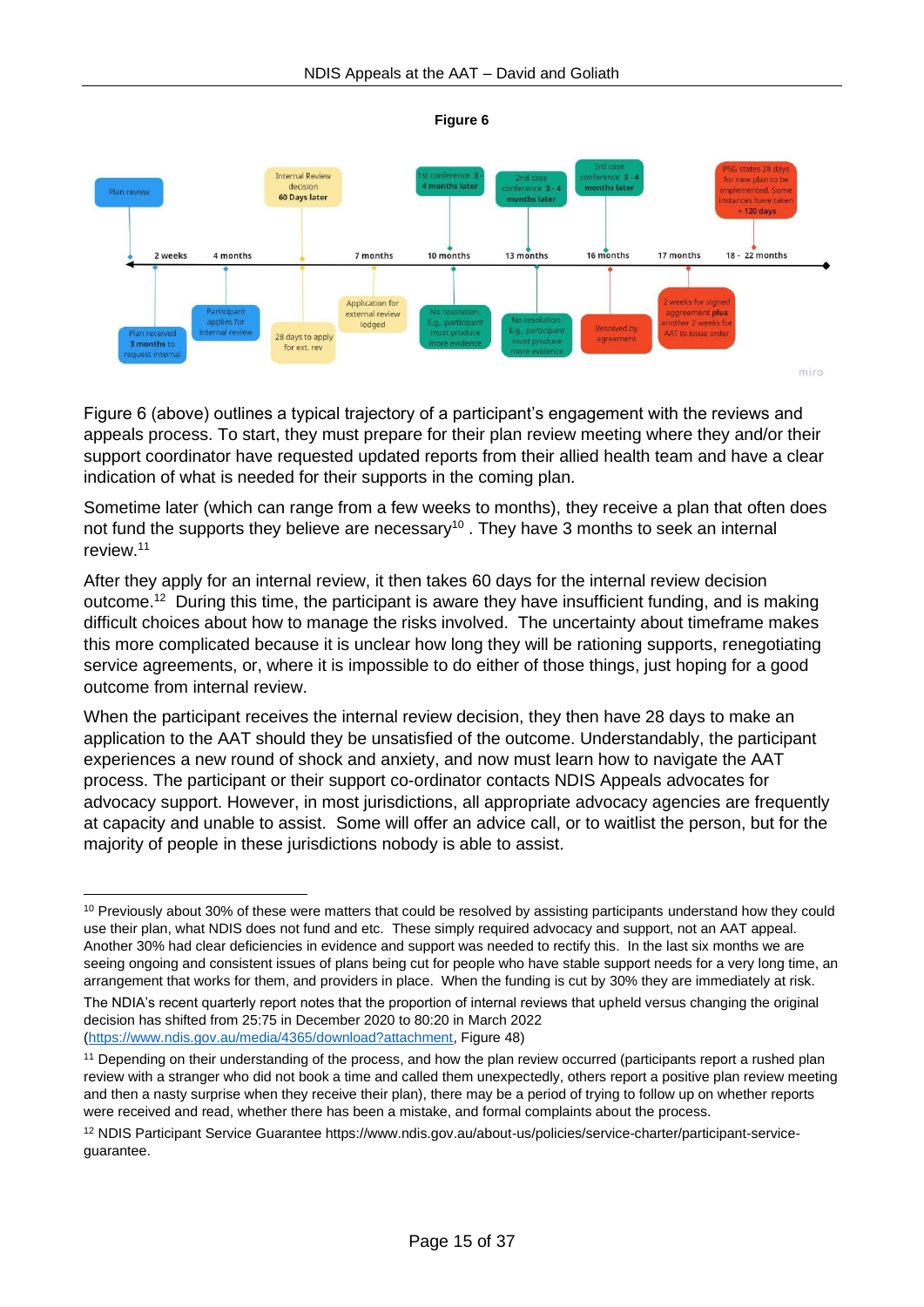**Figure 6**

Plan review

Internal Review decision **60 Days later**

1st conference 3-4 months later

2nd case conference 3-4 months later

3rd case conference 3-4 months later

PSG states 28 days for new plan to be implemented. Some instances have taken + 120 days

2 weeks | 4 months | 7 months | 10 months | 13 months | 16 months | 17 months | 18 - 22 months

Plan received **3 months** to request internal

Participant applies for internal review

28 days to apply for ext. rev

Application for external review lodged

No resolution. E.g., participant must produce more evidence

No resolution. E.g., participant must produce more evidence

Resolved by agreement

2 weeks for signed agreement **plus** another 2 weeks for AAT to issue order

Figure 6 (above) outlines a typical trajectory of a participant's engagement with the reviews and appeals process. To start, they must prepare for their plan review meeting where they and/or their support coordinator have requested updated reports from their allied health team and have a clear indication of what is needed for their supports in the coming plan.

Sometime later (which can range from a few weeks to months), they receive a plan that often does not fund the supports they believe are necessary[10] . They have 3 months to seek an internal review.[11]

After they apply for an internal review, it then takes 60 days for the internal review decision outcome.[12] During this time, the participant is aware they have insufficient funding, and is making difficult choices about how to manage the risks involved. The uncertainty about timeframe makes this more complicated because it is unclear how long they will be rationing supports, renegotiating service agreements, or, where it is impossible to do either of those things, just hoping for a good outcome from internal review.

When the participant receives the internal review decision, they then have 28 days to make an application to the AAT should they be unsatisfied of the outcome. Understandably, the participant experiences a new round of shock and anxiety, and now must learn how to navigate the AAT process. The participant or their support co-ordinator contacts NDIS Appeals advocates for advocacy support. However, in most jurisdictions, all appropriate advocacy agencies are frequently at capacity and unable to assist. Some will offer an advice call, or to waitlist the person, but for the majority of people in these jurisdictions nobody is able to assist.

---

[10] Previously about 30% of these were matters that could be resolved by assisting participants understand how they could use their plan, what NDIS does not fund and etc. These simply required advocacy and support, not an AAT appeal. Another 30% had clear deficiencies in evidence and support was needed to rectify this. In the last six months we are seeing ongoing and consistent issues of plans being cut for people who have stable support needs for a very long time, an arrangement that works for them, and providers in place. When the funding is cut by 30% they are immediately at risk.

The NDIA's recent quarterly report notes that the proportion of internal reviews that upheld versus changing the original decision has shifted from 25:75 in December 2020 to 80:20 in March 2022 (https://www.ndis.gov.au/media/4365/download?attachment, Figure 48)

[11] Depending on their understanding of the process, and how the plan review occurred (participants report a rushed plan review with a stranger who did not book a time and called them unexpectedly, others report a positive plan review meeting and then a nasty surprise when they receive their plan), there may be a period of trying to follow up on whether reports were received and read, whether there has been a mistake, and formal complaints about the process.

[12] NDIS Participant Service Guarantee https://www.ndis.gov.au/about-us/policies/service-charter/participant-service-guarantee.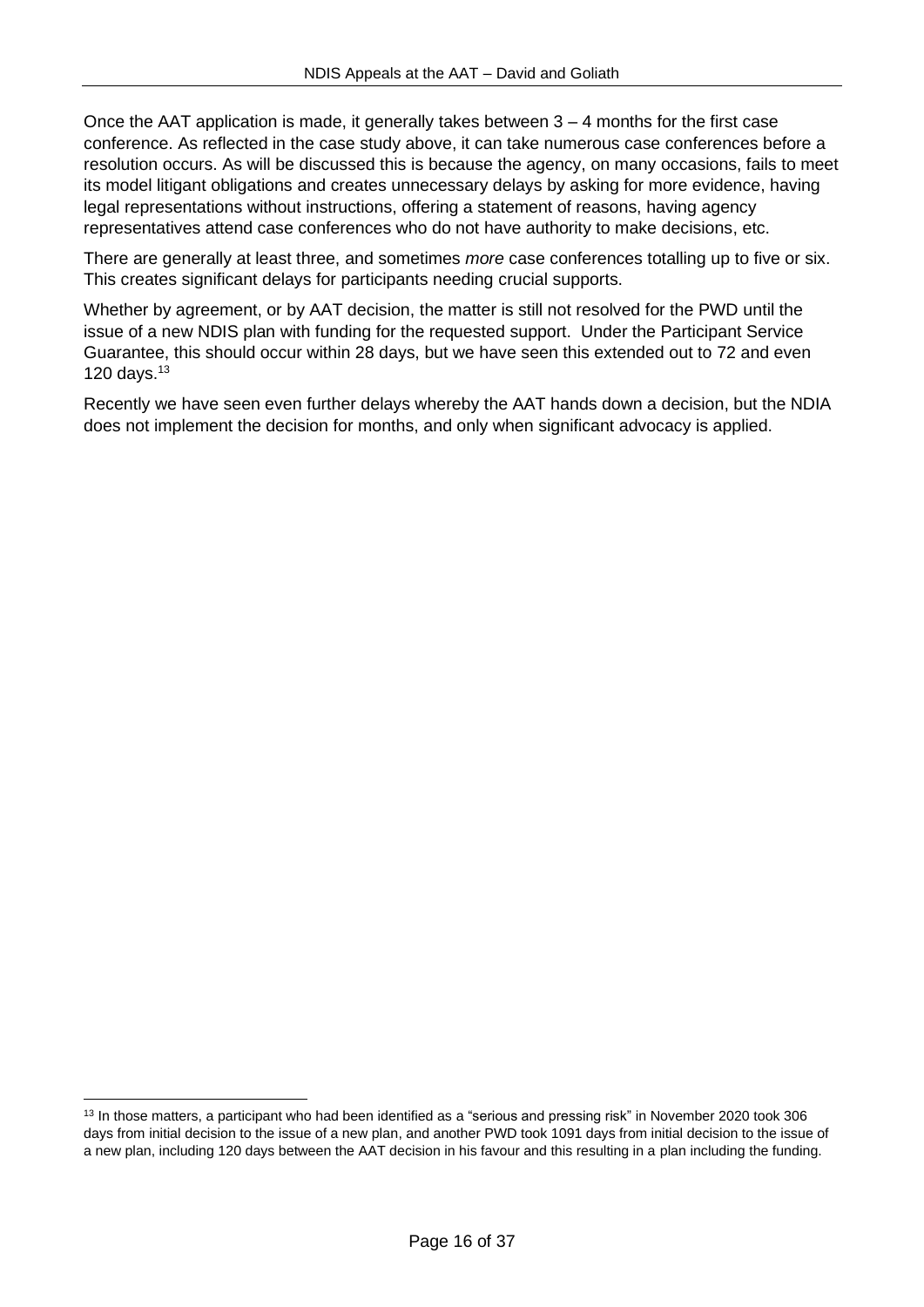Once the AAT application is made, it generally takes between 3 – 4 months for the first case conference. As reflected in the case study above, it can take numerous case conferences before a resolution occurs. As will be discussed this is because the agency, on many occasions, fails to meet its model litigant obligations and creates unnecessary delays by asking for more evidence, having legal representations without instructions, offering a statement of reasons, having agency representatives attend case conferences who do not have authority to make decisions, etc.

There are generally at least three, and sometimes *more* case conferences totalling up to five or six. This creates significant delays for participants needing crucial supports.

Whether by agreement, or by AAT decision, the matter is still not resolved for the PWD until the issue of a new NDIS plan with funding for the requested support. Under the Participant Service Guarantee, this should occur within 28 days, but we have seen this extended out to 72 and even 120 days.[13]

Recently we have seen even further delays whereby the AAT hands down a decision, but the NDIA does not implement the decision for months, and only when significant advocacy is applied.

[13] In those matters, a participant who had been identified as a "serious and pressing risk" in November 2020 took 306 days from initial decision to the issue of a new plan, and another PWD took 1091 days from initial decision to the issue of a new plan, including 120 days between the AAT decision in his favour and this resulting in a plan including the funding.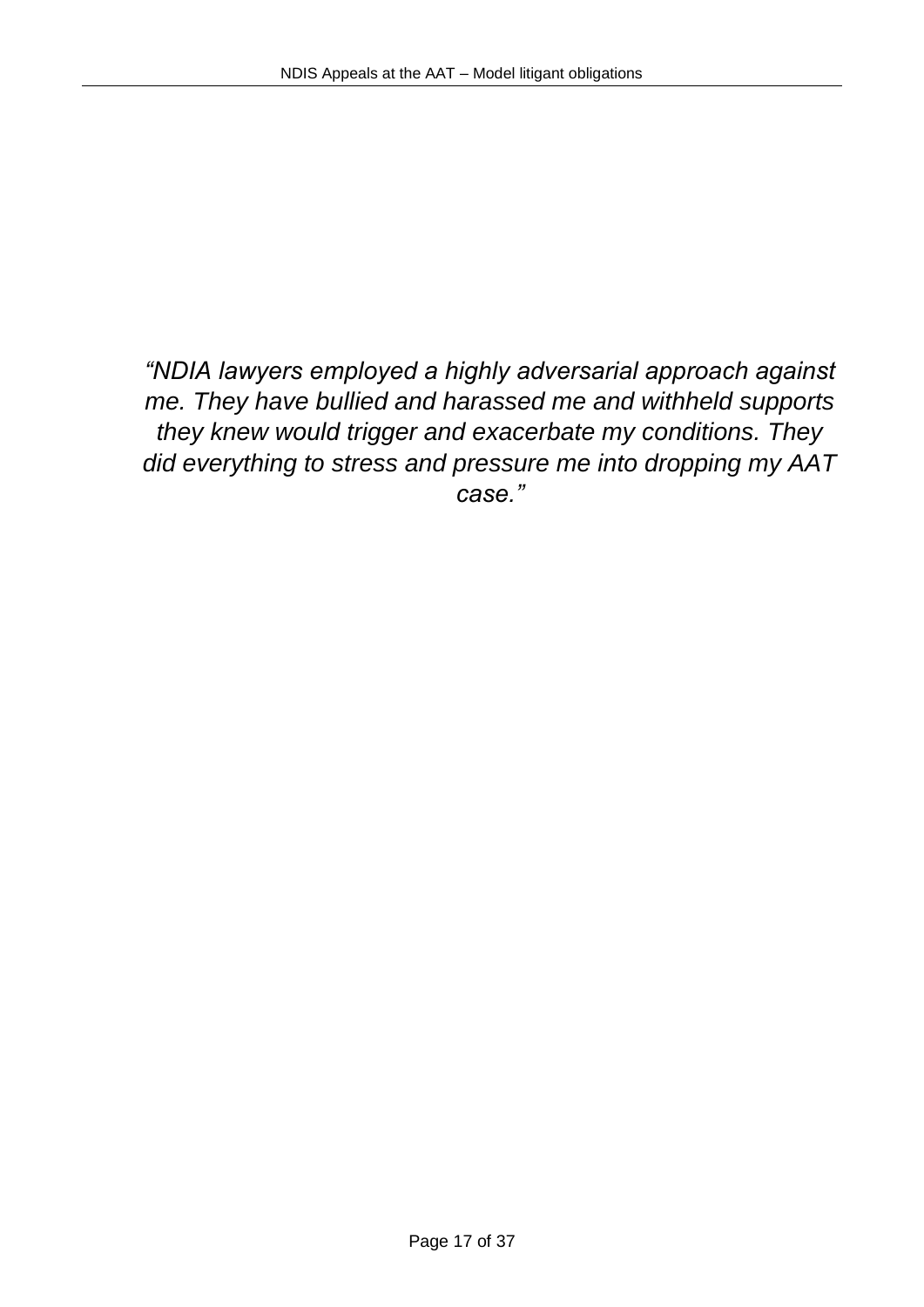*"NDIA lawyers employed a highly adversarial approach against me. They have bullied and harassed me and withheld supports they knew would trigger and exacerbate my conditions. They did everything to stress and pressure me into dropping my AAT case."*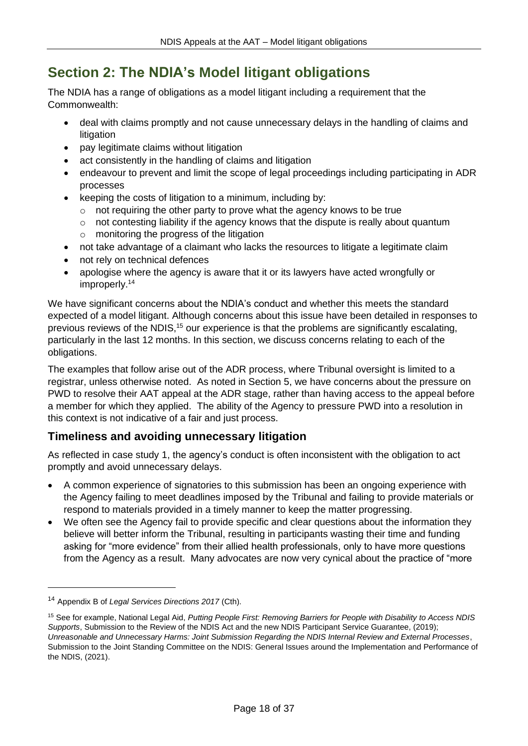## Section 2: The NDIA's Model litigant obligations

The NDIA has a range of obligations as a model litigant including a requirement that the Commonwealth:

- deal with claims promptly and not cause unnecessary delays in the handling of claims and litigation
- pay legitimate claims without litigation
- act consistently in the handling of claims and litigation
- endeavour to prevent and limit the scope of legal proceedings including participating in ADR processes
- keeping the costs of litigation to a minimum, including by:
  - not requiring the other party to prove what the agency knows to be true
  - not contesting liability if the agency knows that the dispute is really about quantum
  - monitoring the progress of the litigation
- not take advantage of a claimant who lacks the resources to litigate a legitimate claim
- not rely on technical defences
- apologise where the agency is aware that it or its lawyers have acted wrongfully or improperly.[14]

We have significant concerns about the NDIA's conduct and whether this meets the standard expected of a model litigant. Although concerns about this issue have been detailed in responses to previous reviews of the NDIS,[15] our experience is that the problems are significantly escalating, particularly in the last 12 months. In this section, we discuss concerns relating to each of the obligations.

The examples that follow arise out of the ADR process, where Tribunal oversight is limited to a registrar, unless otherwise noted. As noted in Section 5, we have concerns about the pressure on PWD to resolve their AAT appeal at the ADR stage, rather than having access to the appeal before a member for which they applied. The ability of the Agency to pressure PWD into a resolution in this context is not indicative of a fair and just process.

### Timeliness and avoiding unnecessary litigation

As reflected in case study 1, the agency's conduct is often inconsistent with the obligation to act promptly and avoid unnecessary delays.

- A common experience of signatories to this submission has been an ongoing experience with the Agency failing to meet deadlines imposed by the Tribunal and failing to provide materials or respond to materials provided in a timely manner to keep the matter progressing.
- We often see the Agency fail to provide specific and clear questions about the information they believe will better inform the Tribunal, resulting in participants wasting their time and funding asking for "more evidence" from their allied health professionals, only to have more questions from the Agency as a result. Many advocates are now very cynical about the practice of "more

---

[14] Appendix B of *Legal Services Directions 2017* (Cth).

[15] See for example, National Legal Aid, *Putting People First: Removing Barriers for People with Disability to Access NDIS Supports*, Submission to the Review of the NDIS Act and the new NDIS Participant Service Guarantee, (2019); *Unreasonable and Unnecessary Harms: Joint Submission Regarding the NDIS Internal Review and External Processes*, Submission to the Joint Standing Committee on the NDIS: General Issues around the Implementation and Performance of the NDIS, (2021).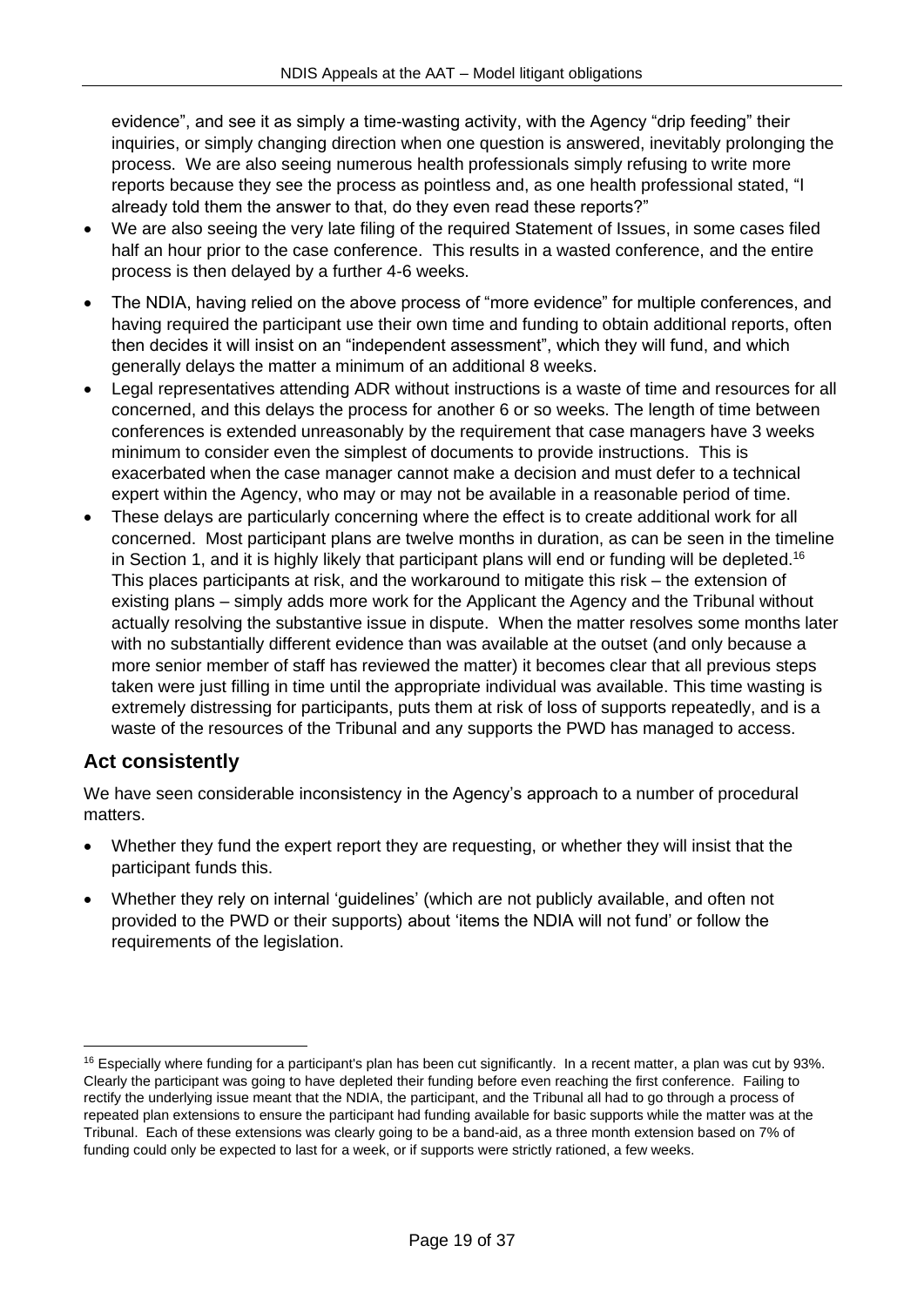evidence", and see it as simply a time-wasting activity, with the Agency "drip feeding" their inquiries, or simply changing direction when one question is answered, inevitably prolonging the process. We are also seeing numerous health professionals simply refusing to write more reports because they see the process as pointless and, as one health professional stated, "I already told them the answer to that, do they even read these reports?"

- We are also seeing the very late filing of the required Statement of Issues, in some cases filed half an hour prior to the case conference. This results in a wasted conference, and the entire process is then delayed by a further 4-6 weeks.
- The NDIA, having relied on the above process of "more evidence" for multiple conferences, and having required the participant use their own time and funding to obtain additional reports, often then decides it will insist on an "independent assessment", which they will fund, and which generally delays the matter a minimum of an additional 8 weeks.
- Legal representatives attending ADR without instructions is a waste of time and resources for all concerned, and this delays the process for another 6 or so weeks. The length of time between conferences is extended unreasonably by the requirement that case managers have 3 weeks minimum to consider even the simplest of documents to provide instructions. This is exacerbated when the case manager cannot make a decision and must defer to a technical expert within the Agency, who may or may not be available in a reasonable period of time.
- These delays are particularly concerning where the effect is to create additional work for all concerned. Most participant plans are twelve months in duration, as can be seen in the timeline in Section 1, and it is highly likely that participant plans will end or funding will be depleted.[16] This places participants at risk, and the workaround to mitigate this risk – the extension of existing plans – simply adds more work for the Applicant the Agency and the Tribunal without actually resolving the substantive issue in dispute. When the matter resolves some months later with no substantially different evidence than was available at the outset (and only because a more senior member of staff has reviewed the matter) it becomes clear that all previous steps taken were just filling in time until the appropriate individual was available. This time wasting is extremely distressing for participants, puts them at risk of loss of supports repeatedly, and is a waste of the resources of the Tribunal and any supports the PWD has managed to access.

## Act consistently

We have seen considerable inconsistency in the Agency's approach to a number of procedural matters.

- Whether they fund the expert report they are requesting, or whether they will insist that the participant funds this.
- Whether they rely on internal 'guidelines' (which are not publicly available, and often not provided to the PWD or their supports) about 'items the NDIA will not fund' or follow the requirements of the legislation.

---

[16] Especially where funding for a participant's plan has been cut significantly. In a recent matter, a plan was cut by 93%. Clearly the participant was going to have depleted their funding before even reaching the first conference. Failing to rectify the underlying issue meant that the NDIA, the participant, and the Tribunal all had to go through a process of repeated plan extensions to ensure the participant had funding available for basic supports while the matter was at the Tribunal. Each of these extensions was clearly going to be a band-aid, as a three month extension based on 7% of funding could only be expected to last for a week, or if supports were strictly rationed, a few weeks.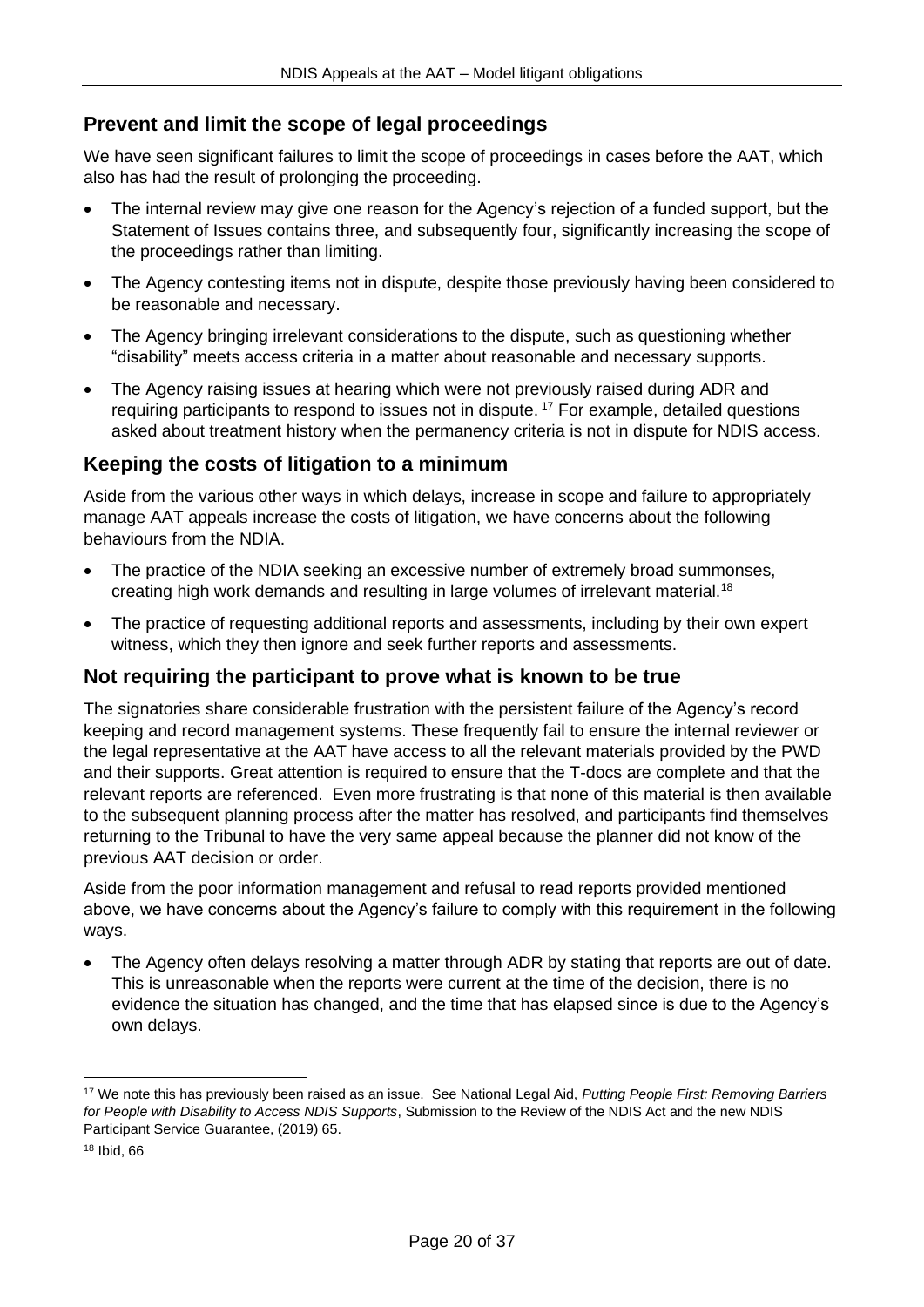## Prevent and limit the scope of legal proceedings

We have seen significant failures to limit the scope of proceedings in cases before the AAT, which also has had the result of prolonging the proceeding.

- The internal review may give one reason for the Agency's rejection of a funded support, but the Statement of Issues contains three, and subsequently four, significantly increasing the scope of the proceedings rather than limiting.
- The Agency contesting items not in dispute, despite those previously having been considered to be reasonable and necessary.
- The Agency bringing irrelevant considerations to the dispute, such as questioning whether "disability" meets access criteria in a matter about reasonable and necessary supports.
- The Agency raising issues at hearing which were not previously raised during ADR and requiring participants to respond to issues not in dispute. [17] For example, detailed questions asked about treatment history when the permanency criteria is not in dispute for NDIS access.

## Keeping the costs of litigation to a minimum

Aside from the various other ways in which delays, increase in scope and failure to appropriately manage AAT appeals increase the costs of litigation, we have concerns about the following behaviours from the NDIA.

- The practice of the NDIA seeking an excessive number of extremely broad summonses, creating high work demands and resulting in large volumes of irrelevant material.[18]
- The practice of requesting additional reports and assessments, including by their own expert witness, which they then ignore and seek further reports and assessments.

## Not requiring the participant to prove what is known to be true

The signatories share considerable frustration with the persistent failure of the Agency's record keeping and record management systems. These frequently fail to ensure the internal reviewer or the legal representative at the AAT have access to all the relevant materials provided by the PWD and their supports. Great attention is required to ensure that the T-docs are complete and that the relevant reports are referenced. Even more frustrating is that none of this material is then available to the subsequent planning process after the matter has resolved, and participants find themselves returning to the Tribunal to have the very same appeal because the planner did not know of the previous AAT decision or order.

Aside from the poor information management and refusal to read reports provided mentioned above, we have concerns about the Agency's failure to comply with this requirement in the following ways.

- The Agency often delays resolving a matter through ADR by stating that reports are out of date. This is unreasonable when the reports were current at the time of the decision, there is no evidence the situation has changed, and the time that has elapsed since is due to the Agency's own delays.

---

[17] We note this has previously been raised as an issue. See National Legal Aid, *Putting People First: Removing Barriers for People with Disability to Access NDIS Supports*, Submission to the Review of the NDIS Act and the new NDIS Participant Service Guarantee, (2019) 65.

[18] Ibid, 66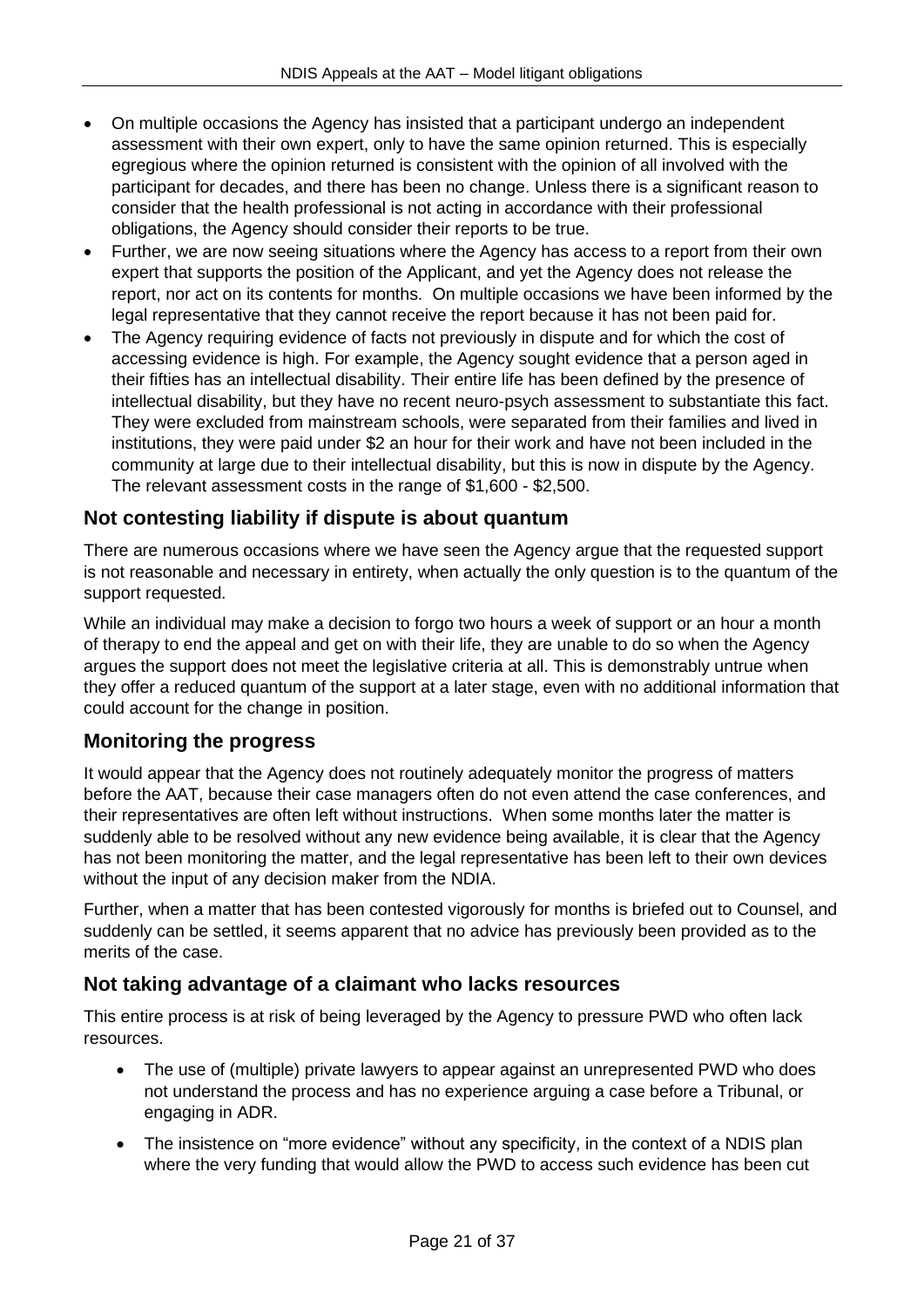- On multiple occasions the Agency has insisted that a participant undergo an independent assessment with their own expert, only to have the same opinion returned. This is especially egregious where the opinion returned is consistent with the opinion of all involved with the participant for decades, and there has been no change. Unless there is a significant reason to consider that the health professional is not acting in accordance with their professional obligations, the Agency should consider their reports to be true.
- Further, we are now seeing situations where the Agency has access to a report from their own expert that supports the position of the Applicant, and yet the Agency does not release the report, nor act on its contents for months. On multiple occasions we have been informed by the legal representative that they cannot receive the report because it has not been paid for.
- The Agency requiring evidence of facts not previously in dispute and for which the cost of accessing evidence is high. For example, the Agency sought evidence that a person aged in their fifties has an intellectual disability. Their entire life has been defined by the presence of intellectual disability, but they have no recent neuro-psych assessment to substantiate this fact. They were excluded from mainstream schools, were separated from their families and lived in institutions, they were paid under $2 an hour for their work and have not been included in the community at large due to their intellectual disability, but this is now in dispute by the Agency. The relevant assessment costs in the range of $1,600 - $2,500.

## Not contesting liability if dispute is about quantum

There are numerous occasions where we have seen the Agency argue that the requested support is not reasonable and necessary in entirety, when actually the only question is to the quantum of the support requested.

While an individual may make a decision to forgo two hours a week of support or an hour a month of therapy to end the appeal and get on with their life, they are unable to do so when the Agency argues the support does not meet the legislative criteria at all. This is demonstrably untrue when they offer a reduced quantum of the support at a later stage, even with no additional information that could account for the change in position.

## Monitoring the progress

It would appear that the Agency does not routinely adequately monitor the progress of matters before the AAT, because their case managers often do not even attend the case conferences, and their representatives are often left without instructions. When some months later the matter is suddenly able to be resolved without any new evidence being available, it is clear that the Agency has not been monitoring the matter, and the legal representative has been left to their own devices without the input of any decision maker from the NDIA.

Further, when a matter that has been contested vigorously for months is briefed out to Counsel, and suddenly can be settled, it seems apparent that no advice has previously been provided as to the merits of the case.

## Not taking advantage of a claimant who lacks resources

This entire process is at risk of being leveraged by the Agency to pressure PWD who often lack resources.

- The use of (multiple) private lawyers to appear against an unrepresented PWD who does not understand the process and has no experience arguing a case before a Tribunal, or engaging in ADR.
- The insistence on "more evidence" without any specificity, in the context of a NDIS plan where the very funding that would allow the PWD to access such evidence has been cut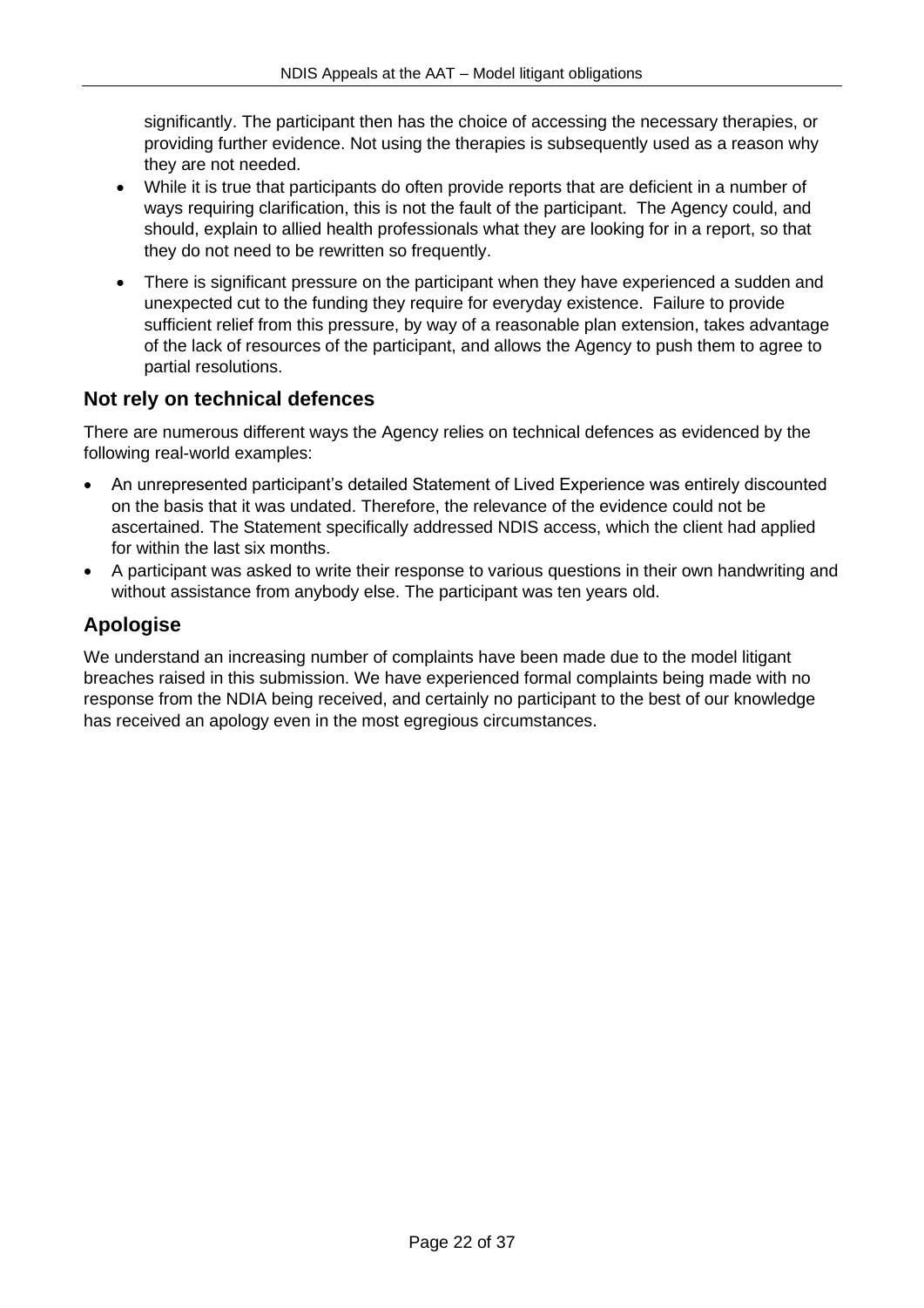significantly. The participant then has the choice of accessing the necessary therapies, or providing further evidence. Not using the therapies is subsequently used as a reason why they are not needed.

- While it is true that participants do often provide reports that are deficient in a number of ways requiring clarification, this is not the fault of the participant. The Agency could, and should, explain to allied health professionals what they are looking for in a report, so that they do not need to be rewritten so frequently.
- There is significant pressure on the participant when they have experienced a sudden and unexpected cut to the funding they require for everyday existence. Failure to provide sufficient relief from this pressure, by way of a reasonable plan extension, takes advantage of the lack of resources of the participant, and allows the Agency to push them to agree to partial resolutions.

## Not rely on technical defences

There are numerous different ways the Agency relies on technical defences as evidenced by the following real-world examples:

- An unrepresented participant's detailed Statement of Lived Experience was entirely discounted on the basis that it was undated. Therefore, the relevance of the evidence could not be ascertained. The Statement specifically addressed NDIS access, which the client had applied for within the last six months.
- A participant was asked to write their response to various questions in their own handwriting and without assistance from anybody else. The participant was ten years old.

## Apologise

We understand an increasing number of complaints have been made due to the model litigant breaches raised in this submission. We have experienced formal complaints being made with no response from the NDIA being received, and certainly no participant to the best of our knowledge has received an apology even in the most egregious circumstances.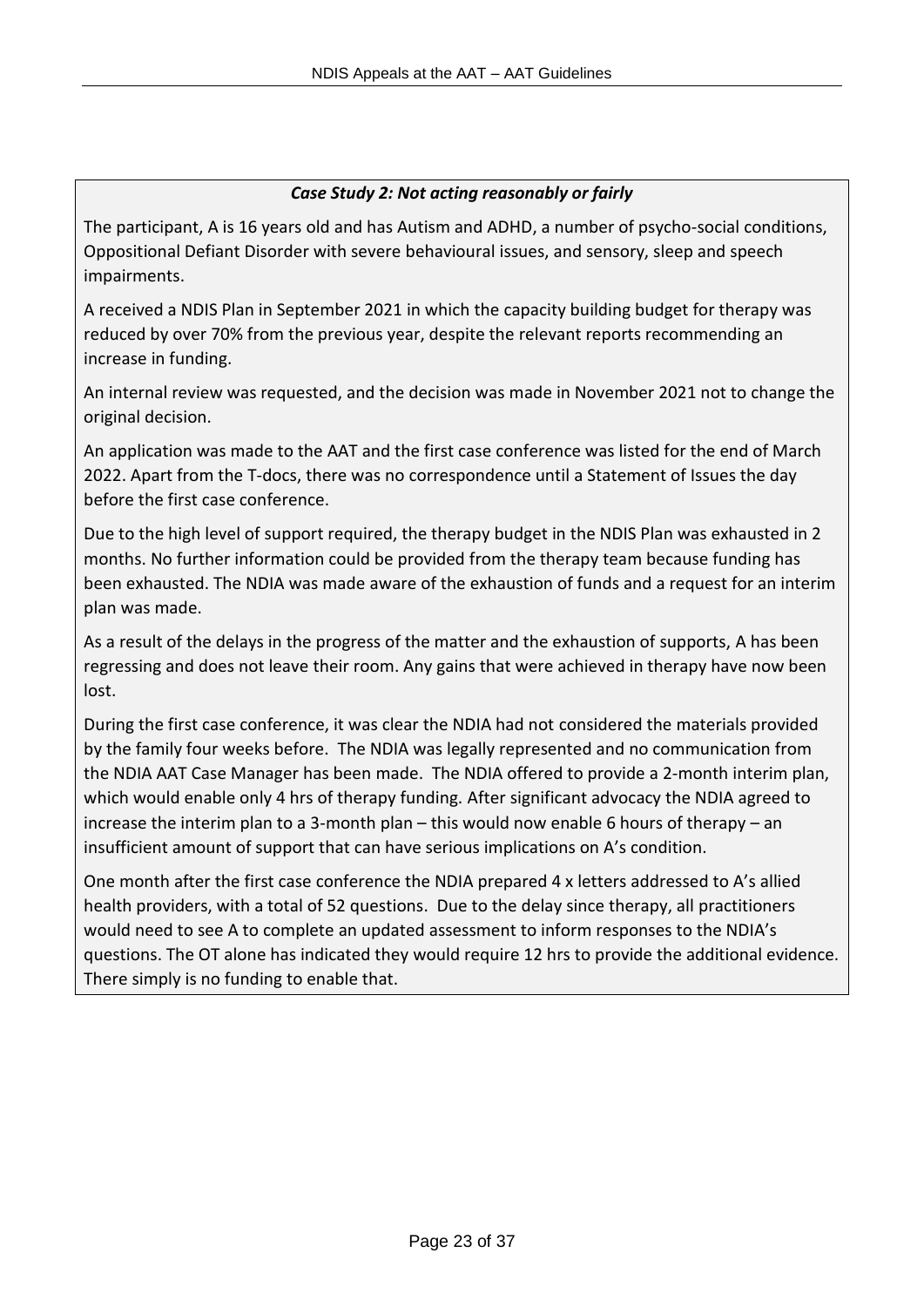***Case Study 2: Not acting reasonably or fairly***

The participant, A is 16 years old and has Autism and ADHD, a number of psycho-social conditions, Oppositional Defiant Disorder with severe behavioural issues, and sensory, sleep and speech impairments.

A received a NDIS Plan in September 2021 in which the capacity building budget for therapy was reduced by over 70% from the previous year, despite the relevant reports recommending an increase in funding.

An internal review was requested, and the decision was made in November 2021 not to change the original decision.

An application was made to the AAT and the first case conference was listed for the end of March 2022. Apart from the T-docs, there was no correspondence until a Statement of Issues the day before the first case conference.

Due to the high level of support required, the therapy budget in the NDIS Plan was exhausted in 2 months. No further information could be provided from the therapy team because funding has been exhausted. The NDIA was made aware of the exhaustion of funds and a request for an interim plan was made.

As a result of the delays in the progress of the matter and the exhaustion of supports, A has been regressing and does not leave their room. Any gains that were achieved in therapy have now been lost.

During the first case conference, it was clear the NDIA had not considered the materials provided by the family four weeks before. The NDIA was legally represented and no communication from the NDIA AAT Case Manager has been made. The NDIA offered to provide a 2-month interim plan, which would enable only 4 hrs of therapy funding. After significant advocacy the NDIA agreed to increase the interim plan to a 3-month plan – this would now enable 6 hours of therapy – an insufficient amount of support that can have serious implications on A's condition.

One month after the first case conference the NDIA prepared 4 x letters addressed to A's allied health providers, with a total of 52 questions. Due to the delay since therapy, all practitioners would need to see A to complete an updated assessment to inform responses to the NDIA's questions. The OT alone has indicated they would require 12 hrs to provide the additional evidence. There simply is no funding to enable that.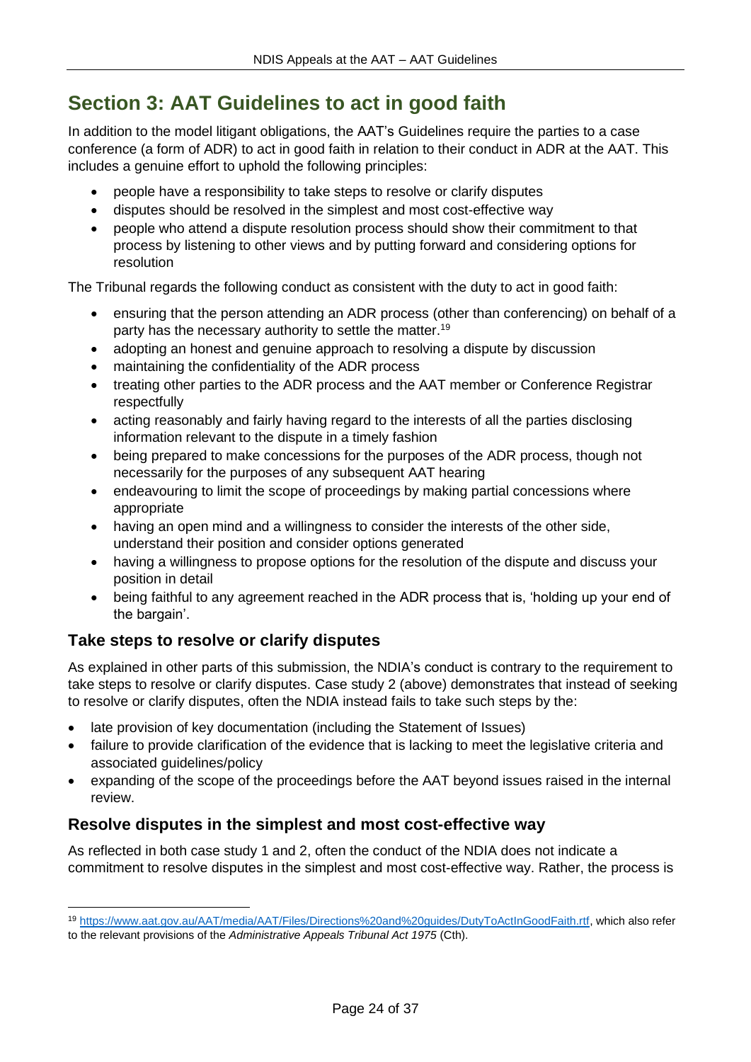## Section 3: AAT Guidelines to act in good faith

In addition to the model litigant obligations, the AAT's Guidelines require the parties to a case conference (a form of ADR) to act in good faith in relation to their conduct in ADR at the AAT. This includes a genuine effort to uphold the following principles:

- people have a responsibility to take steps to resolve or clarify disputes
- disputes should be resolved in the simplest and most cost-effective way
- people who attend a dispute resolution process should show their commitment to that process by listening to other views and by putting forward and considering options for resolution

The Tribunal regards the following conduct as consistent with the duty to act in good faith:

- ensuring that the person attending an ADR process (other than conferencing) on behalf of a party has the necessary authority to settle the matter.[19]
- adopting an honest and genuine approach to resolving a dispute by discussion
- maintaining the confidentiality of the ADR process
- treating other parties to the ADR process and the AAT member or Conference Registrar respectfully
- acting reasonably and fairly having regard to the interests of all the parties disclosing information relevant to the dispute in a timely fashion
- being prepared to make concessions for the purposes of the ADR process, though not necessarily for the purposes of any subsequent AAT hearing
- endeavouring to limit the scope of proceedings by making partial concessions where appropriate
- having an open mind and a willingness to consider the interests of the other side, understand their position and consider options generated
- having a willingness to propose options for the resolution of the dispute and discuss your position in detail
- being faithful to any agreement reached in the ADR process that is, 'holding up your end of the bargain'.

### Take steps to resolve or clarify disputes

As explained in other parts of this submission, the NDIA's conduct is contrary to the requirement to take steps to resolve or clarify disputes. Case study 2 (above) demonstrates that instead of seeking to resolve or clarify disputes, often the NDIA instead fails to take such steps by the:

- late provision of key documentation (including the Statement of Issues)
- failure to provide clarification of the evidence that is lacking to meet the legislative criteria and associated guidelines/policy
- expanding of the scope of the proceedings before the AAT beyond issues raised in the internal review.

### Resolve disputes in the simplest and most cost-effective way

As reflected in both case study 1 and 2, often the conduct of the NDIA does not indicate a commitment to resolve disputes in the simplest and most cost-effective way. Rather, the process is

---

[19] https://www.aat.gov.au/AAT/media/AAT/Files/Directions%20and%20guides/DutyToActInGoodFaith.rtf, which also refer to the relevant provisions of the *Administrative Appeals Tribunal Act 1975* (Cth).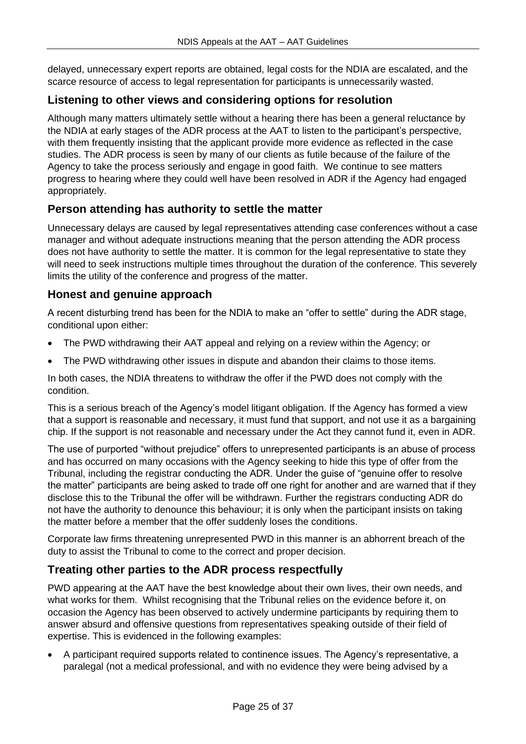delayed, unnecessary expert reports are obtained, legal costs for the NDIA are escalated, and the scarce resource of access to legal representation for participants is unnecessarily wasted.

## Listening to other views and considering options for resolution

Although many matters ultimately settle without a hearing there has been a general reluctance by the NDIA at early stages of the ADR process at the AAT to listen to the participant's perspective, with them frequently insisting that the applicant provide more evidence as reflected in the case studies. The ADR process is seen by many of our clients as futile because of the failure of the Agency to take the process seriously and engage in good faith. We continue to see matters progress to hearing where they could well have been resolved in ADR if the Agency had engaged appropriately.

## Person attending has authority to settle the matter

Unnecessary delays are caused by legal representatives attending case conferences without a case manager and without adequate instructions meaning that the person attending the ADR process does not have authority to settle the matter. It is common for the legal representative to state they will need to seek instructions multiple times throughout the duration of the conference. This severely limits the utility of the conference and progress of the matter.

## Honest and genuine approach

A recent disturbing trend has been for the NDIA to make an "offer to settle" during the ADR stage, conditional upon either:

- The PWD withdrawing their AAT appeal and relying on a review within the Agency; or
- The PWD withdrawing other issues in dispute and abandon their claims to those items.

In both cases, the NDIA threatens to withdraw the offer if the PWD does not comply with the condition.

This is a serious breach of the Agency's model litigant obligation. If the Agency has formed a view that a support is reasonable and necessary, it must fund that support, and not use it as a bargaining chip. If the support is not reasonable and necessary under the Act they cannot fund it, even in ADR.

The use of purported "without prejudice" offers to unrepresented participants is an abuse of process and has occurred on many occasions with the Agency seeking to hide this type of offer from the Tribunal, including the registrar conducting the ADR. Under the guise of "genuine offer to resolve the matter" participants are being asked to trade off one right for another and are warned that if they disclose this to the Tribunal the offer will be withdrawn. Further the registrars conducting ADR do not have the authority to denounce this behaviour; it is only when the participant insists on taking the matter before a member that the offer suddenly loses the conditions.

Corporate law firms threatening unrepresented PWD in this manner is an abhorrent breach of the duty to assist the Tribunal to come to the correct and proper decision.

## Treating other parties to the ADR process respectfully

PWD appearing at the AAT have the best knowledge about their own lives, their own needs, and what works for them. Whilst recognising that the Tribunal relies on the evidence before it, on occasion the Agency has been observed to actively undermine participants by requiring them to answer absurd and offensive questions from representatives speaking outside of their field of expertise. This is evidenced in the following examples:

- A participant required supports related to continence issues. The Agency's representative, a paralegal (not a medical professional, and with no evidence they were being advised by a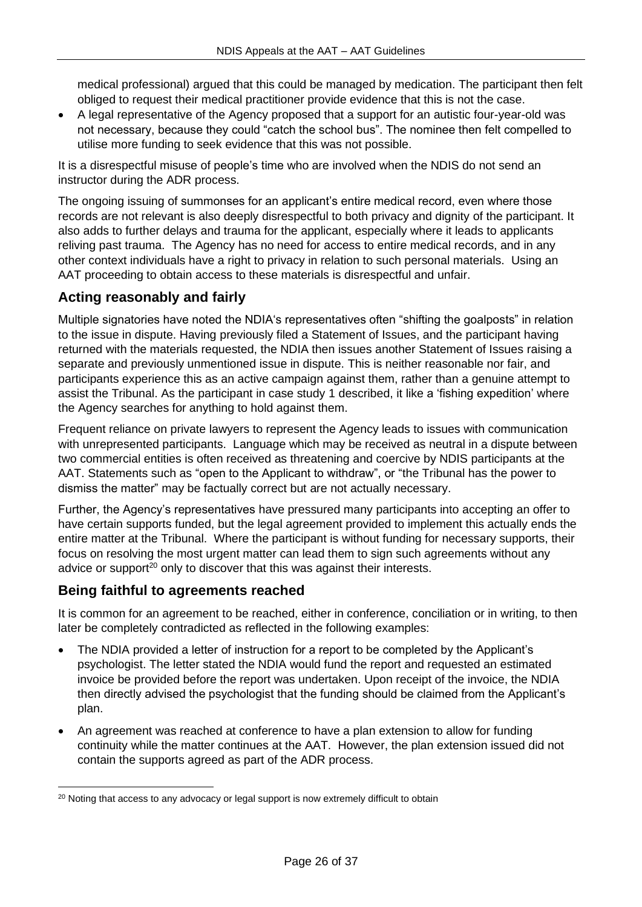medical professional) argued that this could be managed by medication. The participant then felt obliged to request their medical practitioner provide evidence that this is not the case.

- A legal representative of the Agency proposed that a support for an autistic four-year-old was not necessary, because they could "catch the school bus". The nominee then felt compelled to utilise more funding to seek evidence that this was not possible.

It is a disrespectful misuse of people's time who are involved when the NDIS do not send an instructor during the ADR process.

The ongoing issuing of summonses for an applicant's entire medical record, even where those records are not relevant is also deeply disrespectful to both privacy and dignity of the participant. It also adds to further delays and trauma for the applicant, especially where it leads to applicants reliving past trauma. The Agency has no need for access to entire medical records, and in any other context individuals have a right to privacy in relation to such personal materials. Using an AAT proceeding to obtain access to these materials is disrespectful and unfair.

## Acting reasonably and fairly

Multiple signatories have noted the NDIA's representatives often "shifting the goalposts" in relation to the issue in dispute. Having previously filed a Statement of Issues, and the participant having returned with the materials requested, the NDIA then issues another Statement of Issues raising a separate and previously unmentioned issue in dispute. This is neither reasonable nor fair, and participants experience this as an active campaign against them, rather than a genuine attempt to assist the Tribunal. As the participant in case study 1 described, it like a 'fishing expedition' where the Agency searches for anything to hold against them.

Frequent reliance on private lawyers to represent the Agency leads to issues with communication with unrepresented participants. Language which may be received as neutral in a dispute between two commercial entities is often received as threatening and coercive by NDIS participants at the AAT. Statements such as "open to the Applicant to withdraw", or "the Tribunal has the power to dismiss the matter" may be factually correct but are not actually necessary.

Further, the Agency's representatives have pressured many participants into accepting an offer to have certain supports funded, but the legal agreement provided to implement this actually ends the entire matter at the Tribunal. Where the participant is without funding for necessary supports, their focus on resolving the most urgent matter can lead them to sign such agreements without any advice or support[20] only to discover that this was against their interests.

## Being faithful to agreements reached

It is common for an agreement to be reached, either in conference, conciliation or in writing, to then later be completely contradicted as reflected in the following examples:

- The NDIA provided a letter of instruction for a report to be completed by the Applicant's psychologist. The letter stated the NDIA would fund the report and requested an estimated invoice be provided before the report was undertaken. Upon receipt of the invoice, the NDIA then directly advised the psychologist that the funding should be claimed from the Applicant's plan.
- An agreement was reached at conference to have a plan extension to allow for funding continuity while the matter continues at the AAT. However, the plan extension issued did not contain the supports agreed as part of the ADR process.

[20] Noting that access to any advocacy or legal support is now extremely difficult to obtain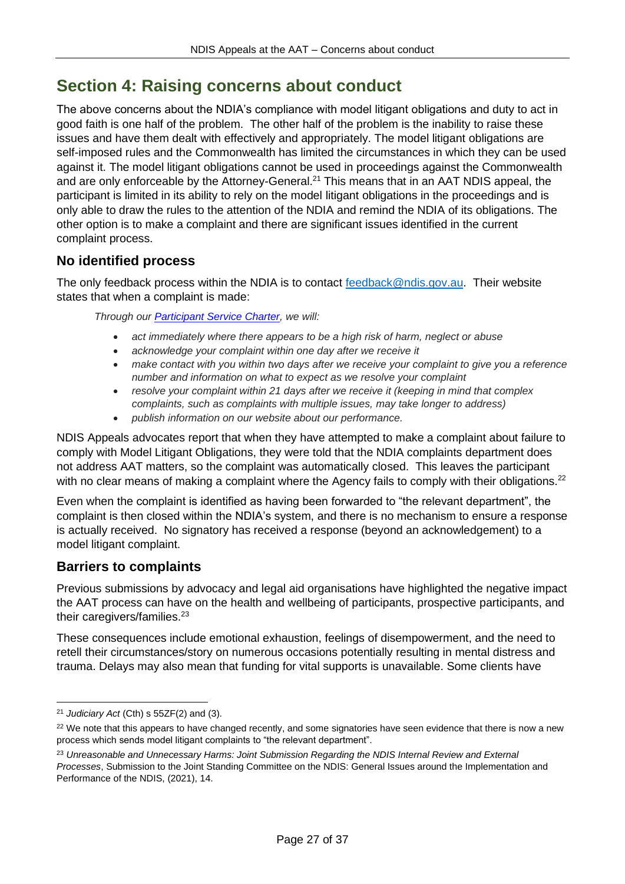## Section 4: Raising concerns about conduct

The above concerns about the NDIA's compliance with model litigant obligations and duty to act in good faith is one half of the problem. The other half of the problem is the inability to raise these issues and have them dealt with effectively and appropriately. The model litigant obligations are self-imposed rules and the Commonwealth has limited the circumstances in which they can be used against it. The model litigant obligations cannot be used in proceedings against the Commonwealth and are only enforceable by the Attorney-General.[21] This means that in an AAT NDIS appeal, the participant is limited in its ability to rely on the model litigant obligations in the proceedings and is only able to draw the rules to the attention of the NDIA and remind the NDIA of its obligations. The other option is to make a complaint and there are significant issues identified in the current complaint process.

### No identified process

The only feedback process within the NDIA is to contact [feedback@ndis.gov.au](mailto:feedback@ndis.gov.au). Their website states that when a complaint is made:

> *Through our [Participant Service Charter](), we will:*
>
> - *act immediately where there appears to be a high risk of harm, neglect or abuse*
> - *acknowledge your complaint within one day after we receive it*
> - *make contact with you within two days after we receive your complaint to give you a reference number and information on what to expect as we resolve your complaint*
> - *resolve your complaint within 21 days after we receive it (keeping in mind that complex complaints, such as complaints with multiple issues, may take longer to address)*
> - *publish information on our website about our performance.*

NDIS Appeals advocates report that when they have attempted to make a complaint about failure to comply with Model Litigant Obligations, they were told that the NDIA complaints department does not address AAT matters, so the complaint was automatically closed. This leaves the participant with no clear means of making a complaint where the Agency fails to comply with their obligations.[22]

Even when the complaint is identified as having been forwarded to "the relevant department", the complaint is then closed within the NDIA's system, and there is no mechanism to ensure a response is actually received. No signatory has received a response (beyond an acknowledgement) to a model litigant complaint.

### Barriers to complaints

Previous submissions by advocacy and legal aid organisations have highlighted the negative impact the AAT process can have on the health and wellbeing of participants, prospective participants, and their caregivers/families.[23]

These consequences include emotional exhaustion, feelings of disempowerment, and the need to retell their circumstances/story on numerous occasions potentially resulting in mental distress and trauma. Delays may also mean that funding for vital supports is unavailable. Some clients have

---

[21] *Judiciary Act* (Cth) s 55ZF(2) and (3).

[22] We note that this appears to have changed recently, and some signatories have seen evidence that there is now a new process which sends model litigant complaints to "the relevant department".

[23] *Unreasonable and Unnecessary Harms: Joint Submission Regarding the NDIS Internal Review and External Processes*, Submission to the Joint Standing Committee on the NDIS: General Issues around the Implementation and Performance of the NDIS, (2021), 14.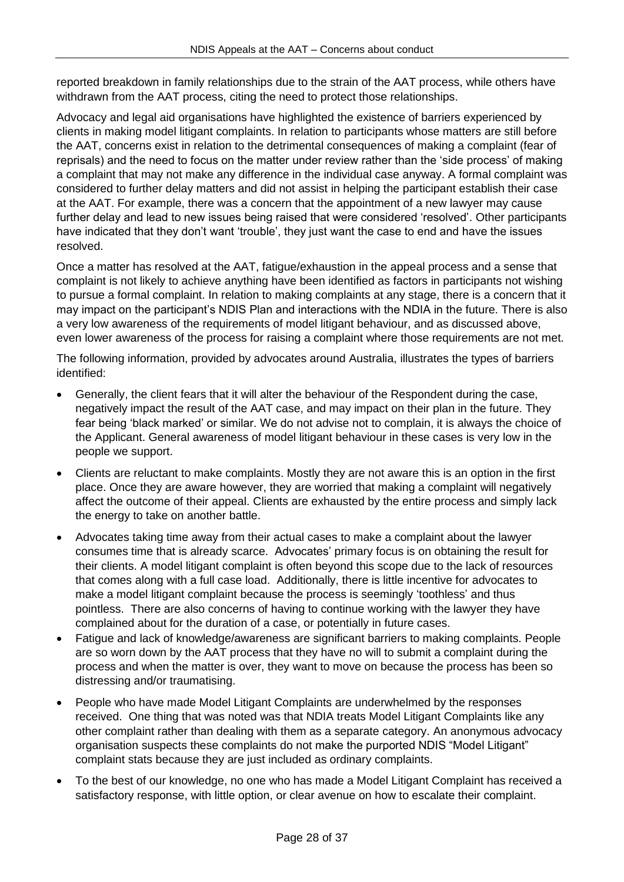reported breakdown in family relationships due to the strain of the AAT process, while others have withdrawn from the AAT process, citing the need to protect those relationships.

Advocacy and legal aid organisations have highlighted the existence of barriers experienced by clients in making model litigant complaints. In relation to participants whose matters are still before the AAT, concerns exist in relation to the detrimental consequences of making a complaint (fear of reprisals) and the need to focus on the matter under review rather than the 'side process' of making a complaint that may not make any difference in the individual case anyway. A formal complaint was considered to further delay matters and did not assist in helping the participant establish their case at the AAT. For example, there was a concern that the appointment of a new lawyer may cause further delay and lead to new issues being raised that were considered 'resolved'. Other participants have indicated that they don't want 'trouble', they just want the case to end and have the issues resolved.

Once a matter has resolved at the AAT, fatigue/exhaustion in the appeal process and a sense that complaint is not likely to achieve anything have been identified as factors in participants not wishing to pursue a formal complaint. In relation to making complaints at any stage, there is a concern that it may impact on the participant's NDIS Plan and interactions with the NDIA in the future. There is also a very low awareness of the requirements of model litigant behaviour, and as discussed above, even lower awareness of the process for raising a complaint where those requirements are not met.

The following information, provided by advocates around Australia, illustrates the types of barriers identified:

- Generally, the client fears that it will alter the behaviour of the Respondent during the case, negatively impact the result of the AAT case, and may impact on their plan in the future. They fear being 'black marked' or similar. We do not advise not to complain, it is always the choice of the Applicant. General awareness of model litigant behaviour in these cases is very low in the people we support.
- Clients are reluctant to make complaints. Mostly they are not aware this is an option in the first place. Once they are aware however, they are worried that making a complaint will negatively affect the outcome of their appeal. Clients are exhausted by the entire process and simply lack the energy to take on another battle.
- Advocates taking time away from their actual cases to make a complaint about the lawyer consumes time that is already scarce. Advocates' primary focus is on obtaining the result for their clients. A model litigant complaint is often beyond this scope due to the lack of resources that comes along with a full case load. Additionally, there is little incentive for advocates to make a model litigant complaint because the process is seemingly 'toothless' and thus pointless. There are also concerns of having to continue working with the lawyer they have complained about for the duration of a case, or potentially in future cases.
- Fatigue and lack of knowledge/awareness are significant barriers to making complaints. People are so worn down by the AAT process that they have no will to submit a complaint during the process and when the matter is over, they want to move on because the process has been so distressing and/or traumatising.
- People who have made Model Litigant Complaints are underwhelmed by the responses received. One thing that was noted was that NDIA treats Model Litigant Complaints like any other complaint rather than dealing with them as a separate category. An anonymous advocacy organisation suspects these complaints do not make the purported NDIS "Model Litigant" complaint stats because they are just included as ordinary complaints.
- To the best of our knowledge, no one who has made a Model Litigant Complaint has received a satisfactory response, with little option, or clear avenue on how to escalate their complaint.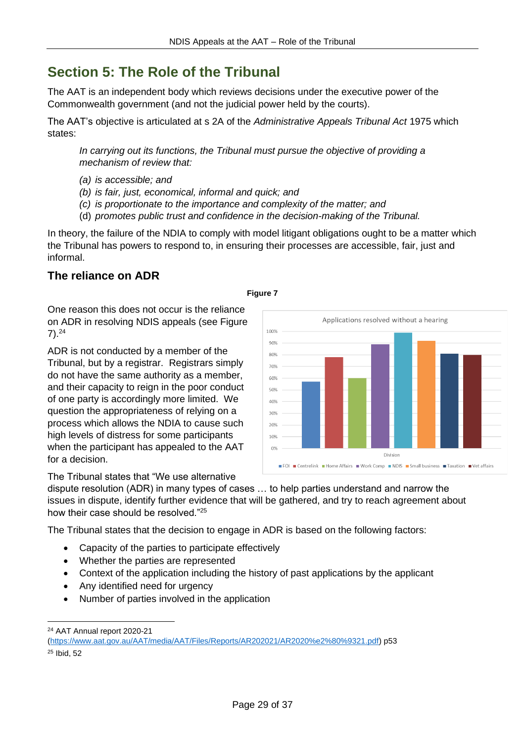# Section 5: The Role of the Tribunal

The AAT is an independent body which reviews decisions under the executive power of the Commonwealth government (and not the judicial power held by the courts).

The AAT's objective is articulated at s 2A of the *Administrative Appeals Tribunal Act* 1975 which states:

> *In carrying out its functions, the Tribunal must pursue the objective of providing a mechanism of review that:*
>
> *(a) is accessible; and*
> *(b) is fair, just, economical, informal and quick; and*
> *(c) is proportionate to the importance and complexity of the matter; and*
> (d) *promotes public trust and confidence in the decision-making of the Tribunal.*

In theory, the failure of the NDIA to comply with model litigant obligations ought to be a matter which the Tribunal has powers to respond to, in ensuring their processes are accessible, fair, just and informal.

## The reliance on ADR

One reason this does not occur is the reliance on ADR in resolving NDIS appeals (see Figure 7).[24]

**Figure 7**

Applications resolved without a hearing

| Division | Applications resolved without a hearing (approx.) |
|---|---|
| FOI | 57% |
| Centrelink | 78% |
| Home Affairs | 60% |
| Work Comp | 89% |
| NDIS | 99% |
| Small business | 92% |
| Taxation | 81% |
| Vet affairs | 80% |

ADR is not conducted by a member of the Tribunal, but by a registrar. Registrars simply do not have the same authority as a member, and their capacity to reign in the poor conduct of one party is accordingly more limited. We question the appropriateness of relying on a process which allows the NDIA to cause such high levels of distress for some participants when the participant has appealed to the AAT for a decision.

The Tribunal states that "We use alternative dispute resolution (ADR) in many types of cases … to help parties understand and narrow the issues in dispute, identify further evidence that will be gathered, and try to reach agreement about how their case should be resolved."[25]

The Tribunal states that the decision to engage in ADR is based on the following factors:

- Capacity of the parties to participate effectively
- Whether the parties are represented
- Context of the application including the history of past applications by the applicant
- Any identified need for urgency
- Number of parties involved in the application

---

[24] AAT Annual report 2020-21 (https://www.aat.gov.au/AAT/media/AAT/Files/Reports/AR202021/AR2020%e2%80%9321.pdf) p53

[25] Ibid, 52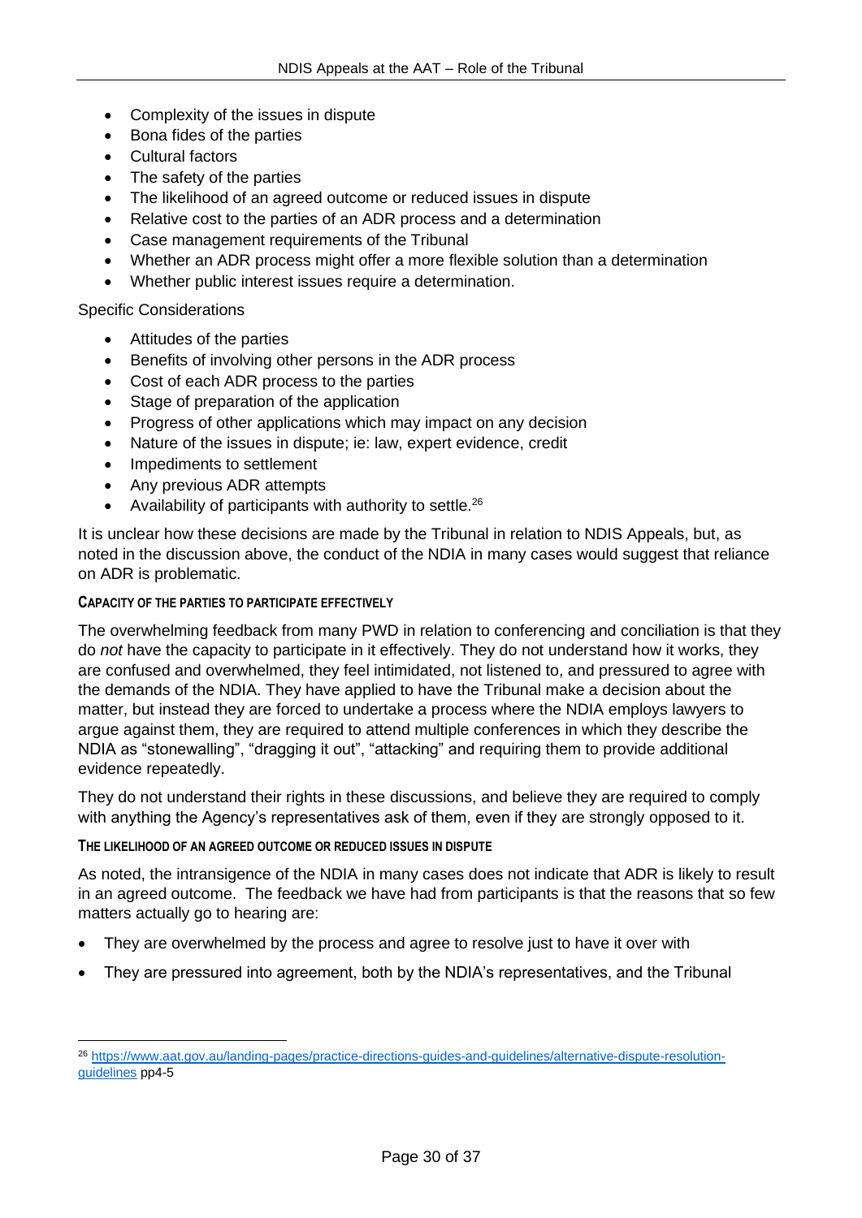- Complexity of the issues in dispute
- Bona fides of the parties
- Cultural factors
- The safety of the parties
- The likelihood of an agreed outcome or reduced issues in dispute
- Relative cost to the parties of an ADR process and a determination
- Case management requirements of the Tribunal
- Whether an ADR process might offer a more flexible solution than a determination
- Whether public interest issues require a determination.

Specific Considerations

- Attitudes of the parties
- Benefits of involving other persons in the ADR process
- Cost of each ADR process to the parties
- Stage of preparation of the application
- Progress of other applications which may impact on any decision
- Nature of the issues in dispute; ie: law, expert evidence, credit
- Impediments to settlement
- Any previous ADR attempts
- Availability of participants with authority to settle.[26]

It is unclear how these decisions are made by the Tribunal in relation to NDIS Appeals, but, as noted in the discussion above, the conduct of the NDIA in many cases would suggest that reliance on ADR is problematic.

#### CAPACITY OF THE PARTIES TO PARTICIPATE EFFECTIVELY

The overwhelming feedback from many PWD in relation to conferencing and conciliation is that they do *not* have the capacity to participate in it effectively. They do not understand how it works, they are confused and overwhelmed, they feel intimidated, not listened to, and pressured to agree with the demands of the NDIA. They have applied to have the Tribunal make a decision about the matter, but instead they are forced to undertake a process where the NDIA employs lawyers to argue against them, they are required to attend multiple conferences in which they describe the NDIA as "stonewalling", "dragging it out", "attacking" and requiring them to provide additional evidence repeatedly.

They do not understand their rights in these discussions, and believe they are required to comply with anything the Agency's representatives ask of them, even if they are strongly opposed to it.

#### THE LIKELIHOOD OF AN AGREED OUTCOME OR REDUCED ISSUES IN DISPUTE

As noted, the intransigence of the NDIA in many cases does not indicate that ADR is likely to result in an agreed outcome. The feedback we have had from participants is that the reasons that so few matters actually go to hearing are:

- They are overwhelmed by the process and agree to resolve just to have it over with
- They are pressured into agreement, both by the NDIA's representatives, and the Tribunal

---

[26] https://www.aat.gov.au/landing-pages/practice-directions-guides-and-guidelines/alternative-dispute-resolution-guidelines pp4-5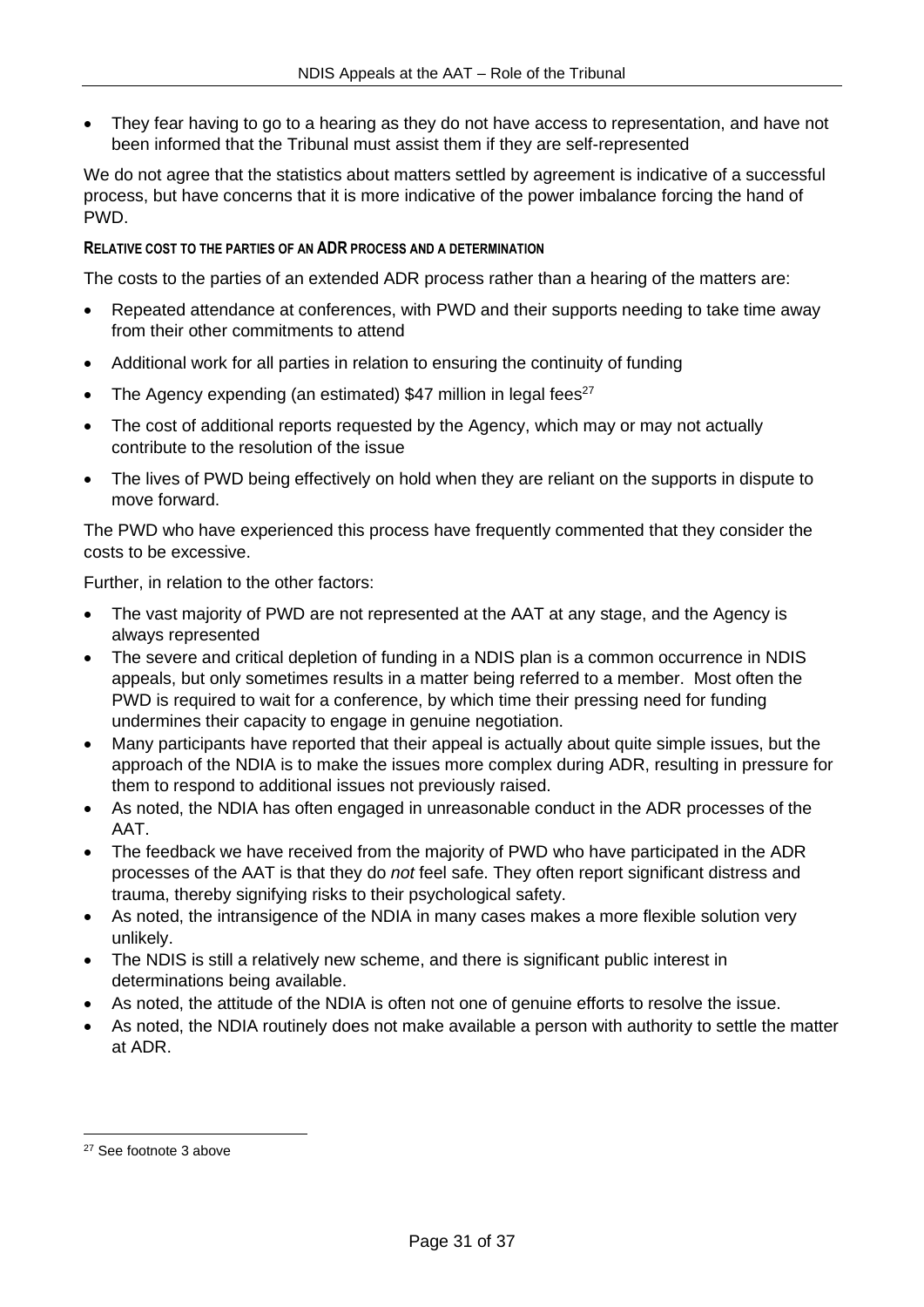- They fear having to go to a hearing as they do not have access to representation, and have not been informed that the Tribunal must assist them if they are self-represented

We do not agree that the statistics about matters settled by agreement is indicative of a successful process, but have concerns that it is more indicative of the power imbalance forcing the hand of PWD.

#### RELATIVE COST TO THE PARTIES OF AN ADR PROCESS AND A DETERMINATION

The costs to the parties of an extended ADR process rather than a hearing of the matters are:

- Repeated attendance at conferences, with PWD and their supports needing to take time away from their other commitments to attend
- Additional work for all parties in relation to ensuring the continuity of funding
- The Agency expending (an estimated) $47 million in legal fees[27]
- The cost of additional reports requested by the Agency, which may or may not actually contribute to the resolution of the issue
- The lives of PWD being effectively on hold when they are reliant on the supports in dispute to move forward.

The PWD who have experienced this process have frequently commented that they consider the costs to be excessive.

Further, in relation to the other factors:

- The vast majority of PWD are not represented at the AAT at any stage, and the Agency is always represented
- The severe and critical depletion of funding in a NDIS plan is a common occurrence in NDIS appeals, but only sometimes results in a matter being referred to a member. Most often the PWD is required to wait for a conference, by which time their pressing need for funding undermines their capacity to engage in genuine negotiation.
- Many participants have reported that their appeal is actually about quite simple issues, but the approach of the NDIA is to make the issues more complex during ADR, resulting in pressure for them to respond to additional issues not previously raised.
- As noted, the NDIA has often engaged in unreasonable conduct in the ADR processes of the AAT.
- The feedback we have received from the majority of PWD who have participated in the ADR processes of the AAT is that they do *not* feel safe. They often report significant distress and trauma, thereby signifying risks to their psychological safety.
- As noted, the intransigence of the NDIA in many cases makes a more flexible solution very unlikely.
- The NDIS is still a relatively new scheme, and there is significant public interest in determinations being available.
- As noted, the attitude of the NDIA is often not one of genuine efforts to resolve the issue.
- As noted, the NDIA routinely does not make available a person with authority to settle the matter at ADR.

[27] See footnote 3 above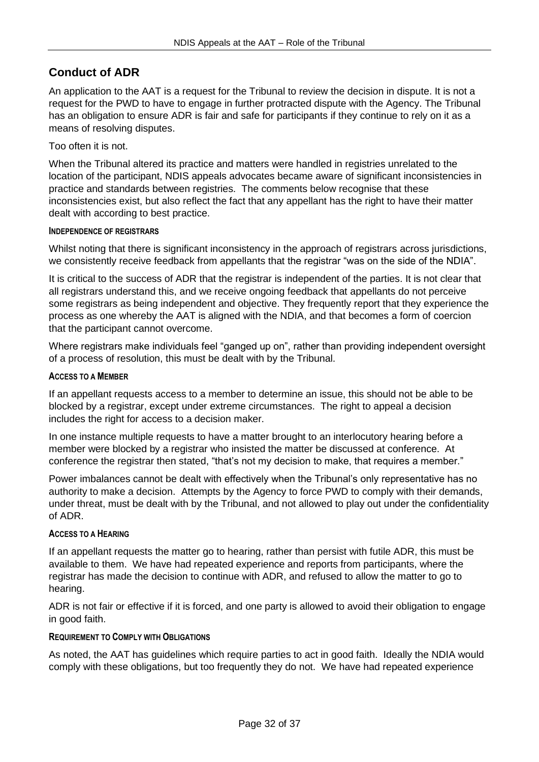## Conduct of ADR

An application to the AAT is a request for the Tribunal to review the decision in dispute. It is not a request for the PWD to have to engage in further protracted dispute with the Agency. The Tribunal has an obligation to ensure ADR is fair and safe for participants if they continue to rely on it as a means of resolving disputes.

Too often it is not.

When the Tribunal altered its practice and matters were handled in registries unrelated to the location of the participant, NDIS appeals advocates became aware of significant inconsistencies in practice and standards between registries. The comments below recognise that these inconsistencies exist, but also reflect the fact that any appellant has the right to have their matter dealt with according to best practice.

#### Independence of registrars

Whilst noting that there is significant inconsistency in the approach of registrars across jurisdictions, we consistently receive feedback from appellants that the registrar "was on the side of the NDIA".

It is critical to the success of ADR that the registrar is independent of the parties. It is not clear that all registrars understand this, and we receive ongoing feedback that appellants do not perceive some registrars as being independent and objective. They frequently report that they experience the process as one whereby the AAT is aligned with the NDIA, and that becomes a form of coercion that the participant cannot overcome.

Where registrars make individuals feel "ganged up on", rather than providing independent oversight of a process of resolution, this must be dealt with by the Tribunal.

#### Access to a Member

If an appellant requests access to a member to determine an issue, this should not be able to be blocked by a registrar, except under extreme circumstances. The right to appeal a decision includes the right for access to a decision maker.

In one instance multiple requests to have a matter brought to an interlocutory hearing before a member were blocked by a registrar who insisted the matter be discussed at conference. At conference the registrar then stated, "that's not my decision to make, that requires a member."

Power imbalances cannot be dealt with effectively when the Tribunal's only representative has no authority to make a decision. Attempts by the Agency to force PWD to comply with their demands, under threat, must be dealt with by the Tribunal, and not allowed to play out under the confidentiality of ADR.

#### Access to a Hearing

If an appellant requests the matter go to hearing, rather than persist with futile ADR, this must be available to them. We have had repeated experience and reports from participants, where the registrar has made the decision to continue with ADR, and refused to allow the matter to go to hearing.

ADR is not fair or effective if it is forced, and one party is allowed to avoid their obligation to engage in good faith.

#### Requirement to Comply with Obligations

As noted, the AAT has guidelines which require parties to act in good faith. Ideally the NDIA would comply with these obligations, but too frequently they do not. We have had repeated experience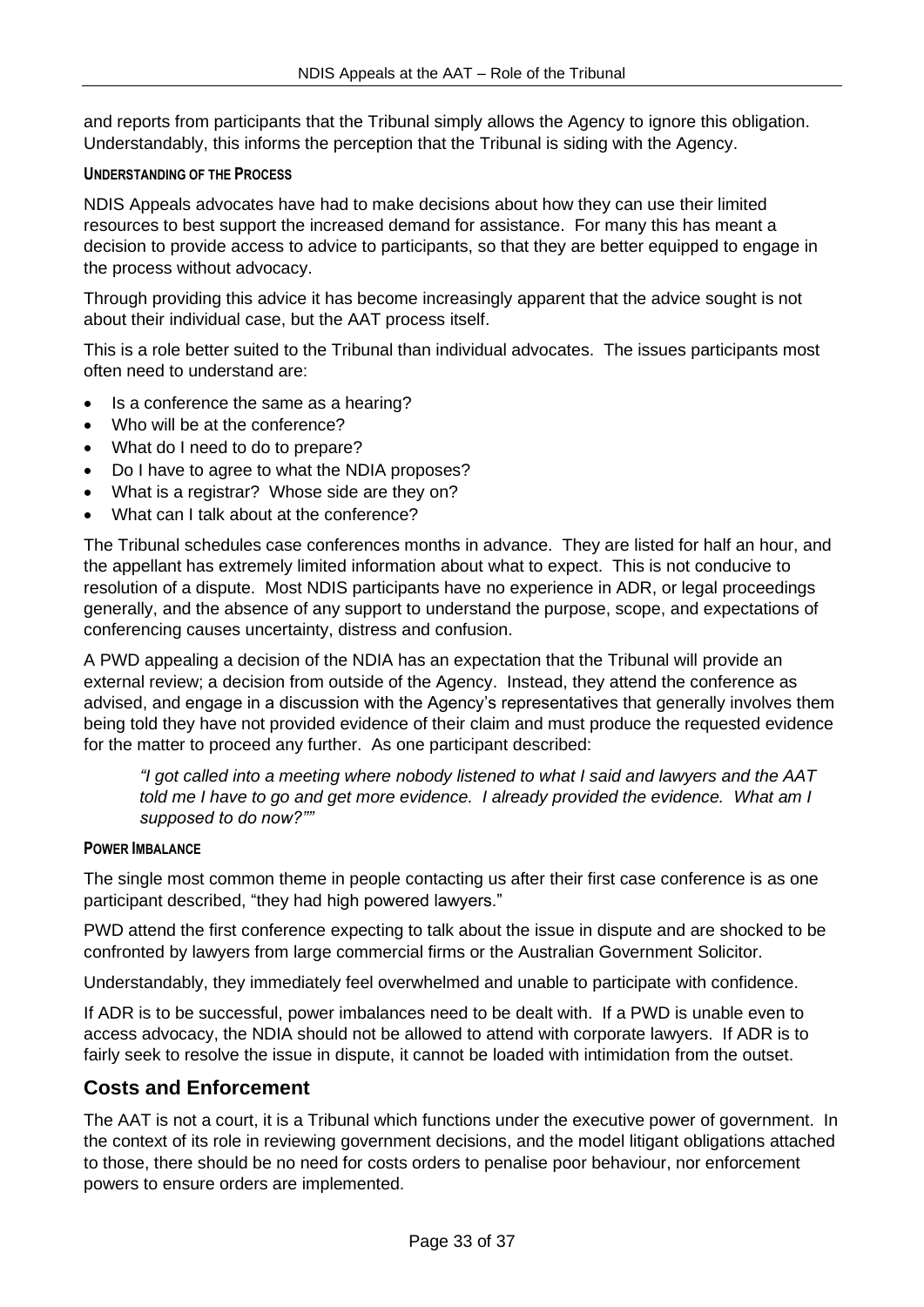and reports from participants that the Tribunal simply allows the Agency to ignore this obligation. Understandably, this informs the perception that the Tribunal is siding with the Agency.

#### UNDERSTANDING OF THE PROCESS

NDIS Appeals advocates have had to make decisions about how they can use their limited resources to best support the increased demand for assistance. For many this has meant a decision to provide access to advice to participants, so that they are better equipped to engage in the process without advocacy.

Through providing this advice it has become increasingly apparent that the advice sought is not about their individual case, but the AAT process itself.

This is a role better suited to the Tribunal than individual advocates. The issues participants most often need to understand are:

- Is a conference the same as a hearing?
- Who will be at the conference?
- What do I need to do to prepare?
- Do I have to agree to what the NDIA proposes?
- What is a registrar? Whose side are they on?
- What can I talk about at the conference?

The Tribunal schedules case conferences months in advance. They are listed for half an hour, and the appellant has extremely limited information about what to expect. This is not conducive to resolution of a dispute. Most NDIS participants have no experience in ADR, or legal proceedings generally, and the absence of any support to understand the purpose, scope, and expectations of conferencing causes uncertainty, distress and confusion.

A PWD appealing a decision of the NDIA has an expectation that the Tribunal will provide an external review; a decision from outside of the Agency. Instead, they attend the conference as advised, and engage in a discussion with the Agency's representatives that generally involves them being told they have not provided evidence of their claim and must produce the requested evidence for the matter to proceed any further. As one participant described:

> *"I got called into a meeting where nobody listened to what I said and lawyers and the AAT told me I have to go and get more evidence. I already provided the evidence. What am I supposed to do now?""*

#### POWER IMBALANCE

The single most common theme in people contacting us after their first case conference is as one participant described, "they had high powered lawyers."

PWD attend the first conference expecting to talk about the issue in dispute and are shocked to be confronted by lawyers from large commercial firms or the Australian Government Solicitor.

Understandably, they immediately feel overwhelmed and unable to participate with confidence.

If ADR is to be successful, power imbalances need to be dealt with. If a PWD is unable even to access advocacy, the NDIA should not be allowed to attend with corporate lawyers. If ADR is to fairly seek to resolve the issue in dispute, it cannot be loaded with intimidation from the outset.

## Costs and Enforcement

The AAT is not a court, it is a Tribunal which functions under the executive power of government. In the context of its role in reviewing government decisions, and the model litigant obligations attached to those, there should be no need for costs orders to penalise poor behaviour, nor enforcement powers to ensure orders are implemented.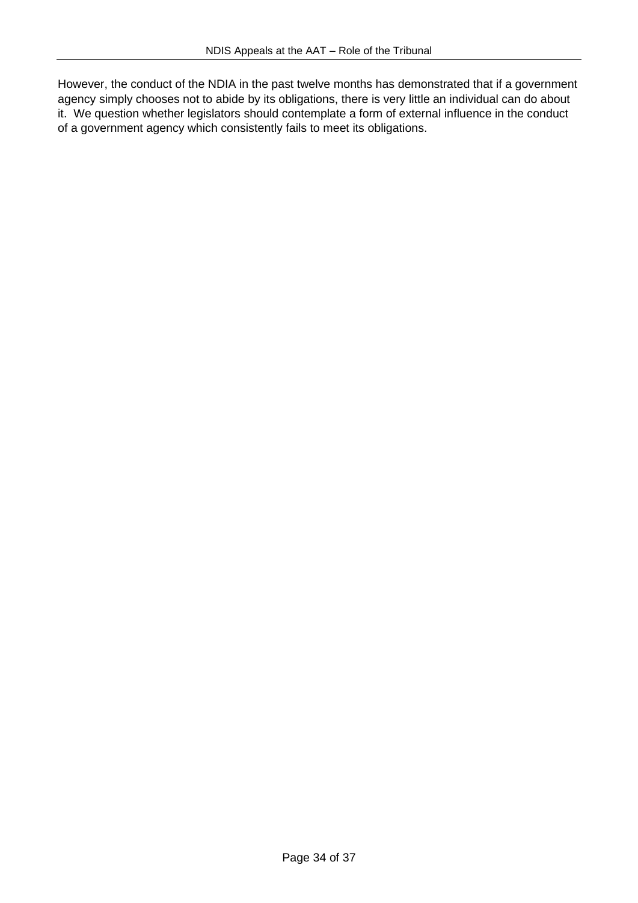However, the conduct of the NDIA in the past twelve months has demonstrated that if a government agency simply chooses not to abide by its obligations, there is very little an individual can do about it. We question whether legislators should contemplate a form of external influence in the conduct of a government agency which consistently fails to meet its obligations.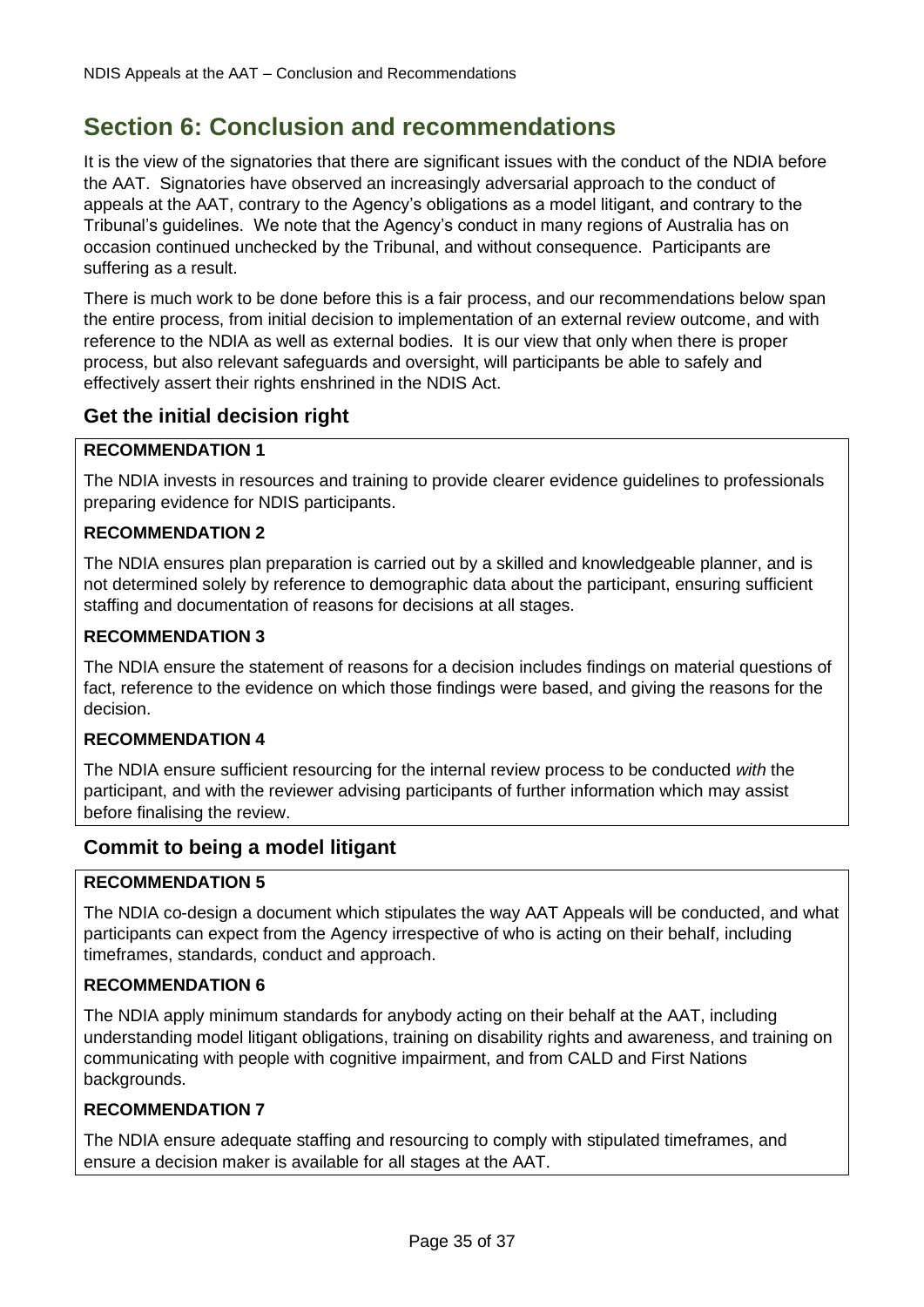## Section 6: Conclusion and recommendations

It is the view of the signatories that there are significant issues with the conduct of the NDIA before the AAT. Signatories have observed an increasingly adversarial approach to the conduct of appeals at the AAT, contrary to the Agency's obligations as a model litigant, and contrary to the Tribunal's guidelines. We note that the Agency's conduct in many regions of Australia has on occasion continued unchecked by the Tribunal, and without consequence. Participants are suffering as a result.

There is much work to be done before this is a fair process, and our recommendations below span the entire process, from initial decision to implementation of an external review outcome, and with reference to the NDIA as well as external bodies. It is our view that only when there is proper process, but also relevant safeguards and oversight, will participants be able to safely and effectively assert their rights enshrined in the NDIS Act.

### Get the initial decision right

**RECOMMENDATION 1**

The NDIA invests in resources and training to provide clearer evidence guidelines to professionals preparing evidence for NDIS participants.

**RECOMMENDATION 2**

The NDIA ensures plan preparation is carried out by a skilled and knowledgeable planner, and is not determined solely by reference to demographic data about the participant, ensuring sufficient staffing and documentation of reasons for decisions at all stages.

**RECOMMENDATION 3**

The NDIA ensure the statement of reasons for a decision includes findings on material questions of fact, reference to the evidence on which those findings were based, and giving the reasons for the decision.

**RECOMMENDATION 4**

The NDIA ensure sufficient resourcing for the internal review process to be conducted *with* the participant, and with the reviewer advising participants of further information which may assist before finalising the review.

### Commit to being a model litigant

**RECOMMENDATION 5**

The NDIA co-design a document which stipulates the way AAT Appeals will be conducted, and what participants can expect from the Agency irrespective of who is acting on their behalf, including timeframes, standards, conduct and approach.

**RECOMMENDATION 6**

The NDIA apply minimum standards for anybody acting on their behalf at the AAT, including understanding model litigant obligations, training on disability rights and awareness, and training on communicating with people with cognitive impairment, and from CALD and First Nations backgrounds.

**RECOMMENDATION 7**

The NDIA ensure adequate staffing and resourcing to comply with stipulated timeframes, and ensure a decision maker is available for all stages at the AAT.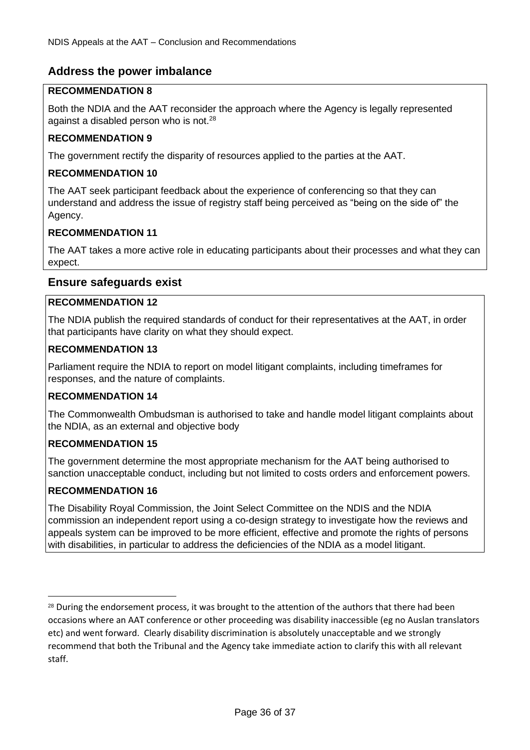## Address the power imbalance

**RECOMMENDATION 8**

Both the NDIA and the AAT reconsider the approach where the Agency is legally represented against a disabled person who is not.[28]

**RECOMMENDATION 9**

The government rectify the disparity of resources applied to the parties at the AAT.

**RECOMMENDATION 10**

The AAT seek participant feedback about the experience of conferencing so that they can understand and address the issue of registry staff being perceived as "being on the side of" the Agency.

**RECOMMENDATION 11**

The AAT takes a more active role in educating participants about their processes and what they can expect.

## Ensure safeguards exist

**RECOMMENDATION 12**

The NDIA publish the required standards of conduct for their representatives at the AAT, in order that participants have clarity on what they should expect.

**RECOMMENDATION 13**

Parliament require the NDIA to report on model litigant complaints, including timeframes for responses, and the nature of complaints.

**RECOMMENDATION 14**

The Commonwealth Ombudsman is authorised to take and handle model litigant complaints about the NDIA, as an external and objective body

**RECOMMENDATION 15**

The government determine the most appropriate mechanism for the AAT being authorised to sanction unacceptable conduct, including but not limited to costs orders and enforcement powers.

**RECOMMENDATION 16**

The Disability Royal Commission, the Joint Select Committee on the NDIS and the NDIA commission an independent report using a co-design strategy to investigate how the reviews and appeals system can be improved to be more efficient, effective and promote the rights of persons with disabilities, in particular to address the deficiencies of the NDIA as a model litigant.

---

[28] During the endorsement process, it was brought to the attention of the authors that there had been occasions where an AAT conference or other proceeding was disability inaccessible (eg no Auslan translators etc) and went forward. Clearly disability discrimination is absolutely unacceptable and we strongly recommend that both the Tribunal and the Agency take immediate action to clarify this with all relevant staff.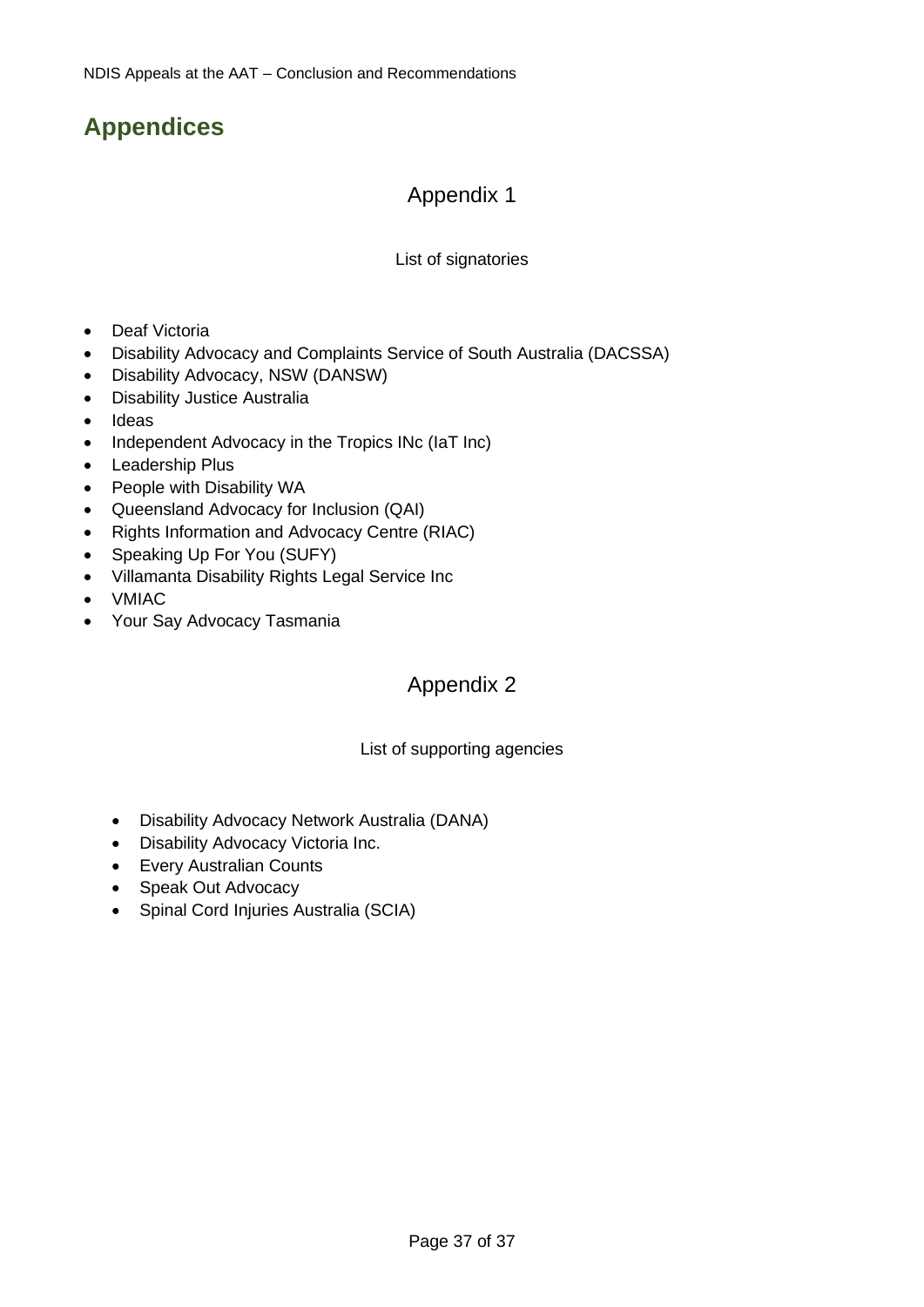# Appendices

## Appendix 1

List of signatories

- Deaf Victoria
- Disability Advocacy and Complaints Service of South Australia (DACSSA)
- Disability Advocacy, NSW (DANSW)
- Disability Justice Australia
- Ideas
- Independent Advocacy in the Tropics INc (IaT Inc)
- Leadership Plus
- People with Disability WA
- Queensland Advocacy for Inclusion (QAI)
- Rights Information and Advocacy Centre (RIAC)
- Speaking Up For You (SUFY)
- Villamanta Disability Rights Legal Service Inc
- VMIAC
- Your Say Advocacy Tasmania

## Appendix 2

List of supporting agencies

- Disability Advocacy Network Australia (DANA)
- Disability Advocacy Victoria Inc.
- Every Australian Counts
- Speak Out Advocacy
- Spinal Cord Injuries Australia (SCIA)